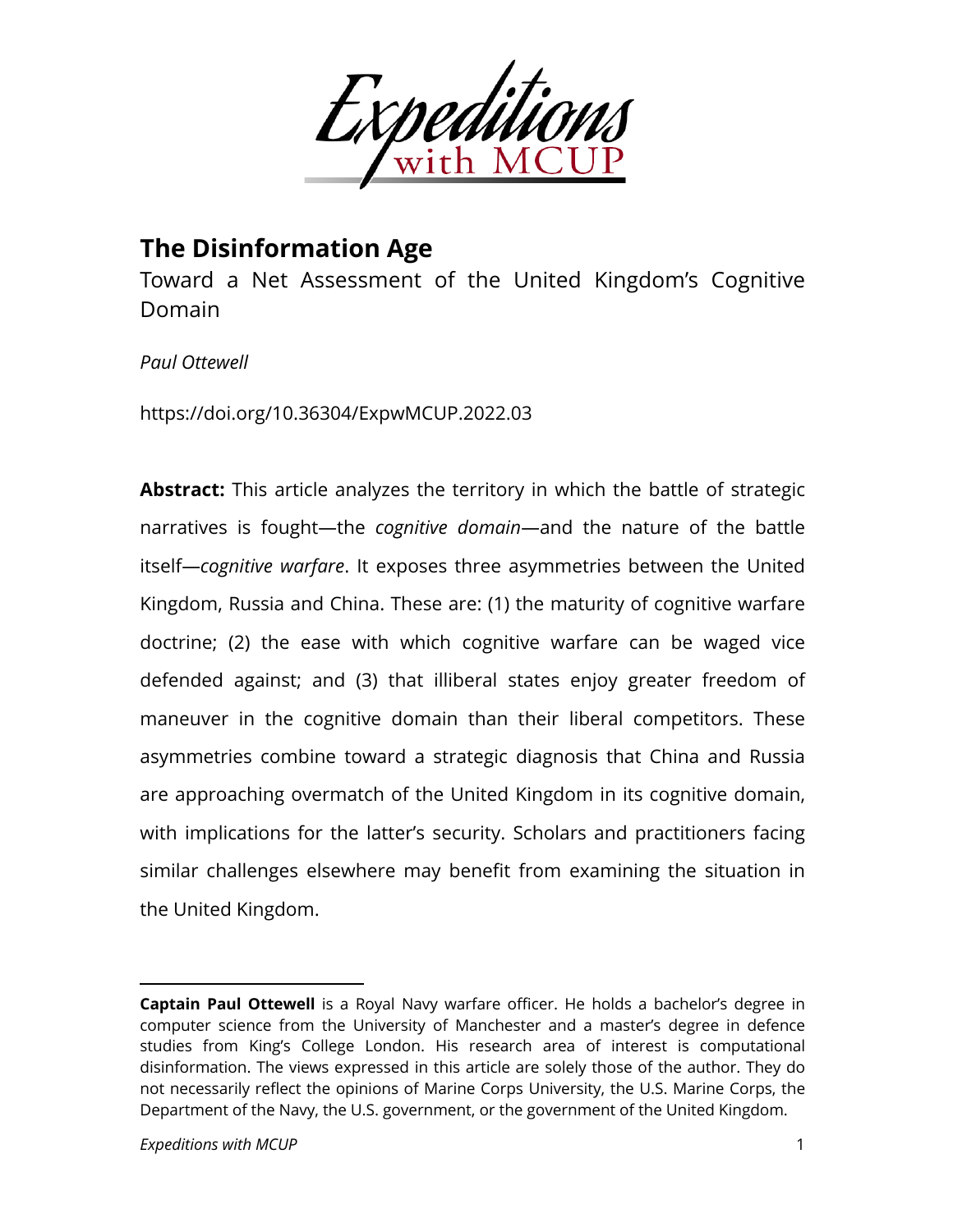# The Disinformation Age

Toward a Net Assessment of the United Kingdom's Cognitive Domain

*Paul Ottewell*

https://doi.org/10.36304/ExpwMCUP.2022.03

**Abstract:** This article analyzes the territory in which the battle of strategic narratives is fought—the *cognitive domain*—and the nature of the battle itself—*cognitive warfare*. It exposes three asymmetries between the United Kingdom, Russia and China. These are: (1) the maturity of cognitive warfare doctrine; (2) the ease with which cognitive warfare can be waged vice defended against; and (3) that illiberal states enjoy greater freedom of maneuver in the cognitive domain than their liberal competitors. These asymmetries combine toward a strategic diagnosis that China and Russia are approaching overmatch of the United Kingdom in its cognitive domain, with implications for the latter's security. Scholars and practitioners facing similar challenges elsewhere may benefit from examining the situation in the United Kingdom.

---

**Captain Paul Ottewell** is a Royal Navy warfare officer. He holds a bachelor's degree in computer science from the University of Manchester and a master's degree in defence studies from King's College London. His research area of interest is computational disinformation. The views expressed in this article are solely those of the author. They do not necessarily reflect the opinions of Marine Corps University, the U.S. Marine Corps, the Department of the Navy, the U.S. government, or the government of the United Kingdom.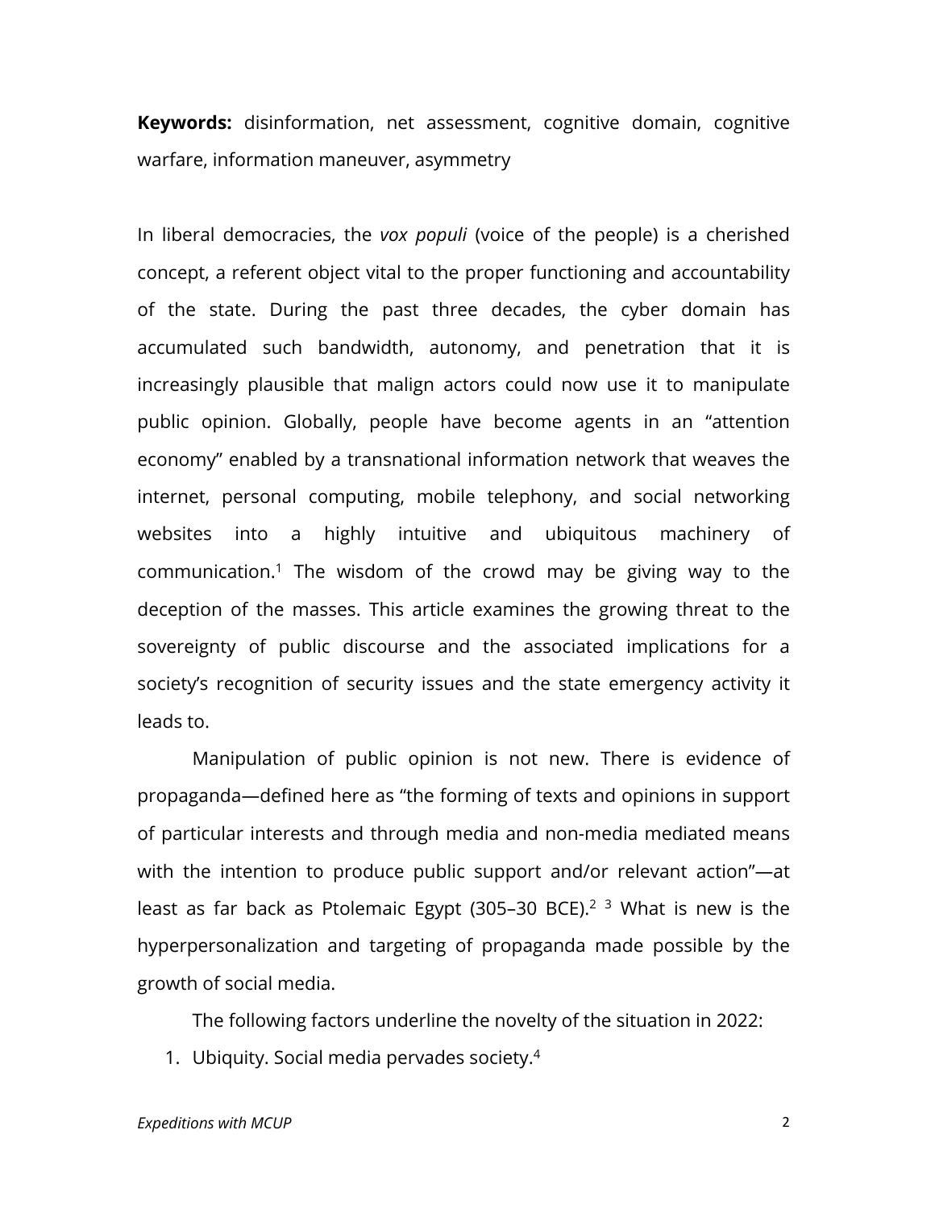**Keywords:** disinformation, net assessment, cognitive domain, cognitive warfare, information maneuver, asymmetry

In liberal democracies, the *vox populi* (voice of the people) is a cherished concept, a referent object vital to the proper functioning and accountability of the state. During the past three decades, the cyber domain has accumulated such bandwidth, autonomy, and penetration that it is increasingly plausible that malign actors could now use it to manipulate public opinion. Globally, people have become agents in an "attention economy" enabled by a transnational information network that weaves the internet, personal computing, mobile telephony, and social networking websites into a highly intuitive and ubiquitous machinery of communication.[1] The wisdom of the crowd may be giving way to the deception of the masses. This article examines the growing threat to the sovereignty of public discourse and the associated implications for a society's recognition of security issues and the state emergency activity it leads to.

Manipulation of public opinion is not new. There is evidence of propaganda—defined here as "the forming of texts and opinions in support of particular interests and through media and non-media mediated means with the intention to produce public support and/or relevant action"—at least as far back as Ptolemaic Egypt (305–30 BCE).[2] [3] What is new is the hyperpersonalization and targeting of propaganda made possible by the growth of social media.

The following factors underline the novelty of the situation in 2022:

1. Ubiquity. Social media pervades society.[4]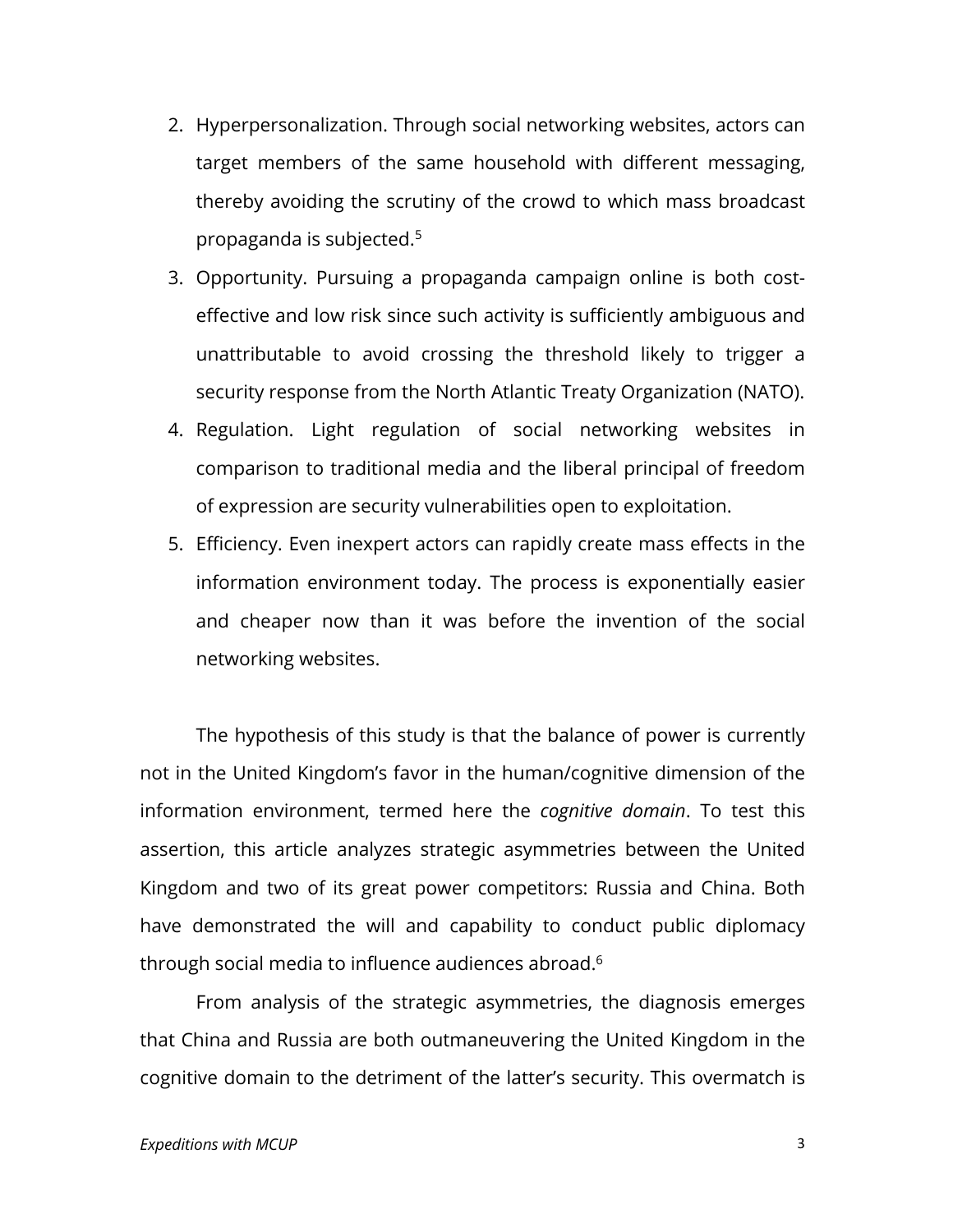2. Hyperpersonalization. Through social networking websites, actors can target members of the same household with different messaging, thereby avoiding the scrutiny of the crowd to which mass broadcast propaganda is subjected.[5]
3. Opportunity. Pursuing a propaganda campaign online is both cost-effective and low risk since such activity is sufficiently ambiguous and unattributable to avoid crossing the threshold likely to trigger a security response from the North Atlantic Treaty Organization (NATO).
4. Regulation. Light regulation of social networking websites in comparison to traditional media and the liberal principal of freedom of expression are security vulnerabilities open to exploitation.
5. Efficiency. Even inexpert actors can rapidly create mass effects in the information environment today. The process is exponentially easier and cheaper now than it was before the invention of the social networking websites.

The hypothesis of this study is that the balance of power is currently not in the United Kingdom's favor in the human/cognitive dimension of the information environment, termed here the *cognitive domain*. To test this assertion, this article analyzes strategic asymmetries between the United Kingdom and two of its great power competitors: Russia and China. Both have demonstrated the will and capability to conduct public diplomacy through social media to influence audiences abroad.[6]

From analysis of the strategic asymmetries, the diagnosis emerges that China and Russia are both outmaneuvering the United Kingdom in the cognitive domain to the detriment of the latter's security. This overmatch is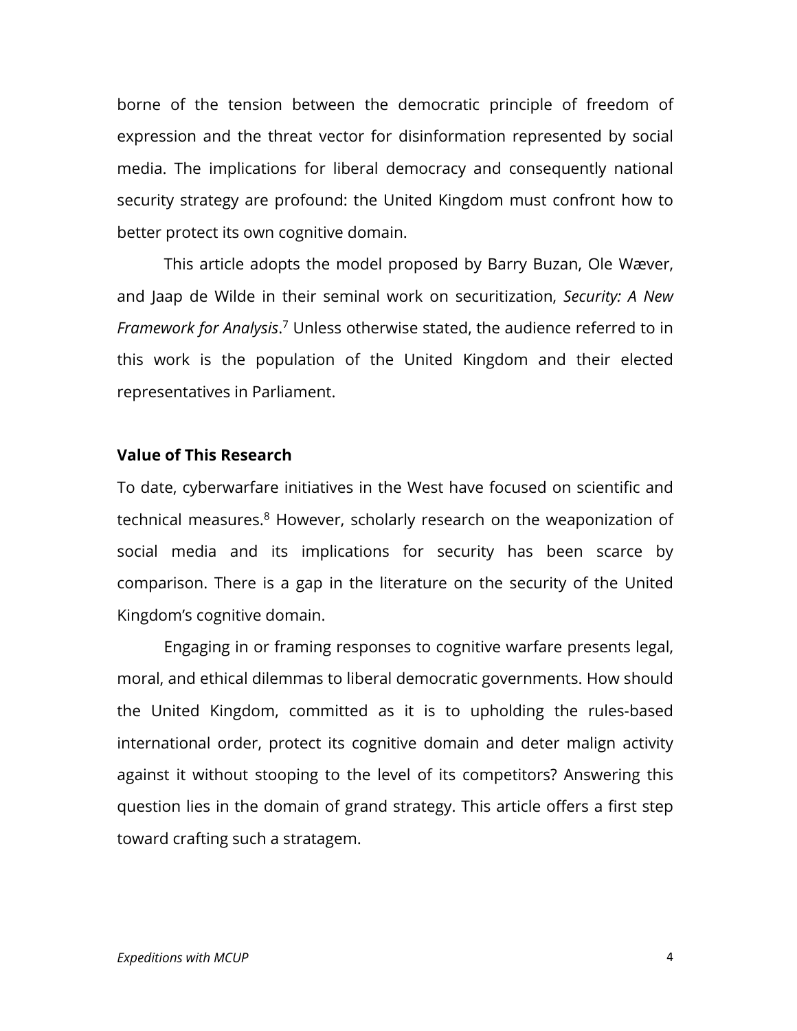borne of the tension between the democratic principle of freedom of expression and the threat vector for disinformation represented by social media. The implications for liberal democracy and consequently national security strategy are profound: the United Kingdom must confront how to better protect its own cognitive domain.

This article adopts the model proposed by Barry Buzan, Ole Wæver, and Jaap de Wilde in their seminal work on securitization, *Security: A New Framework for Analysis*.[7] Unless otherwise stated, the audience referred to in this work is the population of the United Kingdom and their elected representatives in Parliament.

### Value of This Research

To date, cyberwarfare initiatives in the West have focused on scientific and technical measures.[8] However, scholarly research on the weaponization of social media and its implications for security has been scarce by comparison. There is a gap in the literature on the security of the United Kingdom's cognitive domain.

Engaging in or framing responses to cognitive warfare presents legal, moral, and ethical dilemmas to liberal democratic governments. How should the United Kingdom, committed as it is to upholding the rules-based international order, protect its cognitive domain and deter malign activity against it without stooping to the level of its competitors? Answering this question lies in the domain of grand strategy. This article offers a first step toward crafting such a stratagem.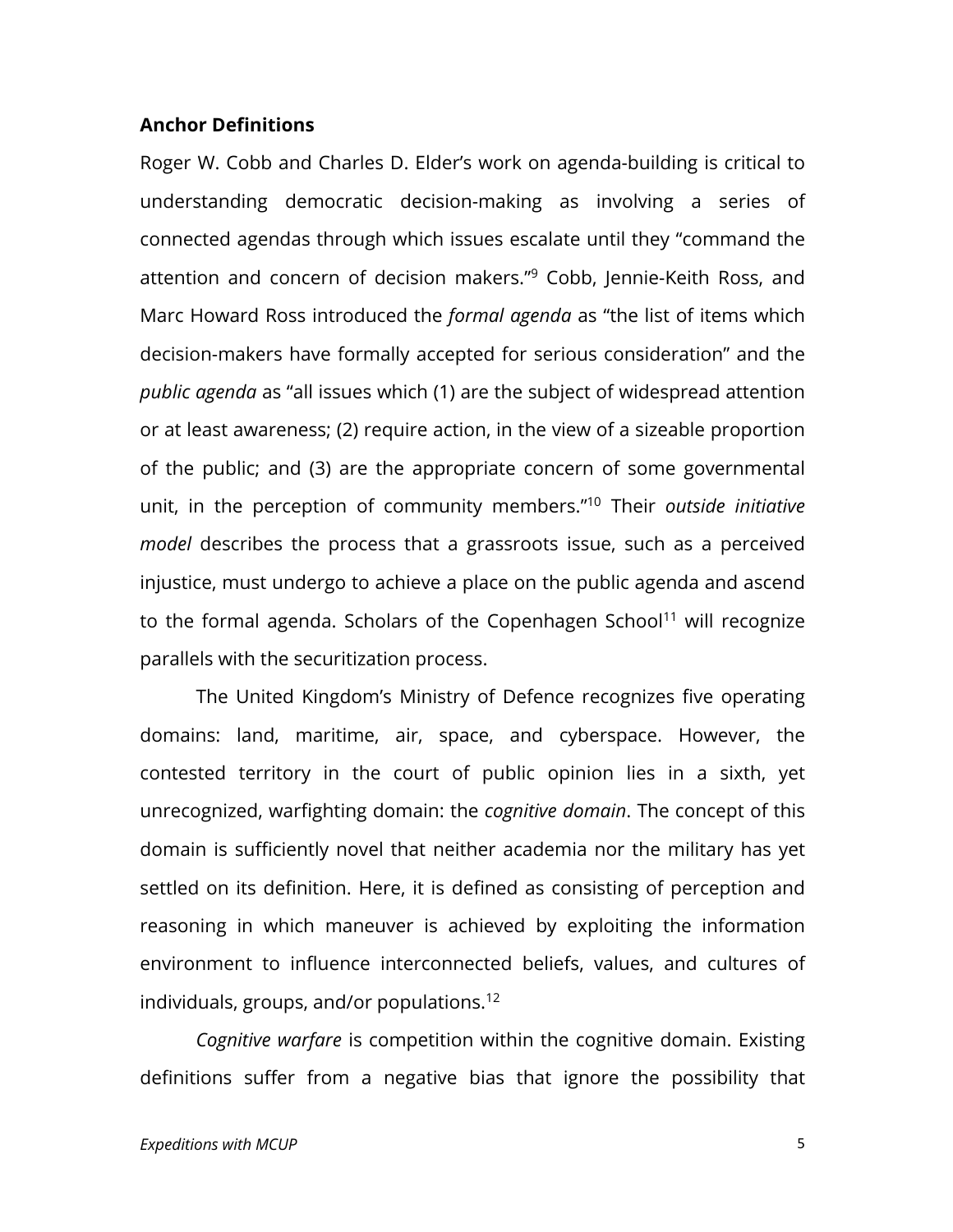**Anchor Definitions**

Roger W. Cobb and Charles D. Elder's work on agenda-building is critical to understanding democratic decision-making as involving a series of connected agendas through which issues escalate until they "command the attention and concern of decision makers."[9] Cobb, Jennie-Keith Ross, and Marc Howard Ross introduced the *formal agenda* as "the list of items which decision-makers have formally accepted for serious consideration" and the *public agenda* as "all issues which (1) are the subject of widespread attention or at least awareness; (2) require action, in the view of a sizeable proportion of the public; and (3) are the appropriate concern of some governmental unit, in the perception of community members."[10] Their *outside initiative model* describes the process that a grassroots issue, such as a perceived injustice, must undergo to achieve a place on the public agenda and ascend to the formal agenda. Scholars of the Copenhagen School[11] will recognize parallels with the securitization process.

The United Kingdom's Ministry of Defence recognizes five operating domains: land, maritime, air, space, and cyberspace. However, the contested territory in the court of public opinion lies in a sixth, yet unrecognized, warfighting domain: the *cognitive domain*. The concept of this domain is sufficiently novel that neither academia nor the military has yet settled on its definition. Here, it is defined as consisting of perception and reasoning in which maneuver is achieved by exploiting the information environment to influence interconnected beliefs, values, and cultures of individuals, groups, and/or populations.[12]

*Cognitive warfare* is competition within the cognitive domain. Existing definitions suffer from a negative bias that ignore the possibility that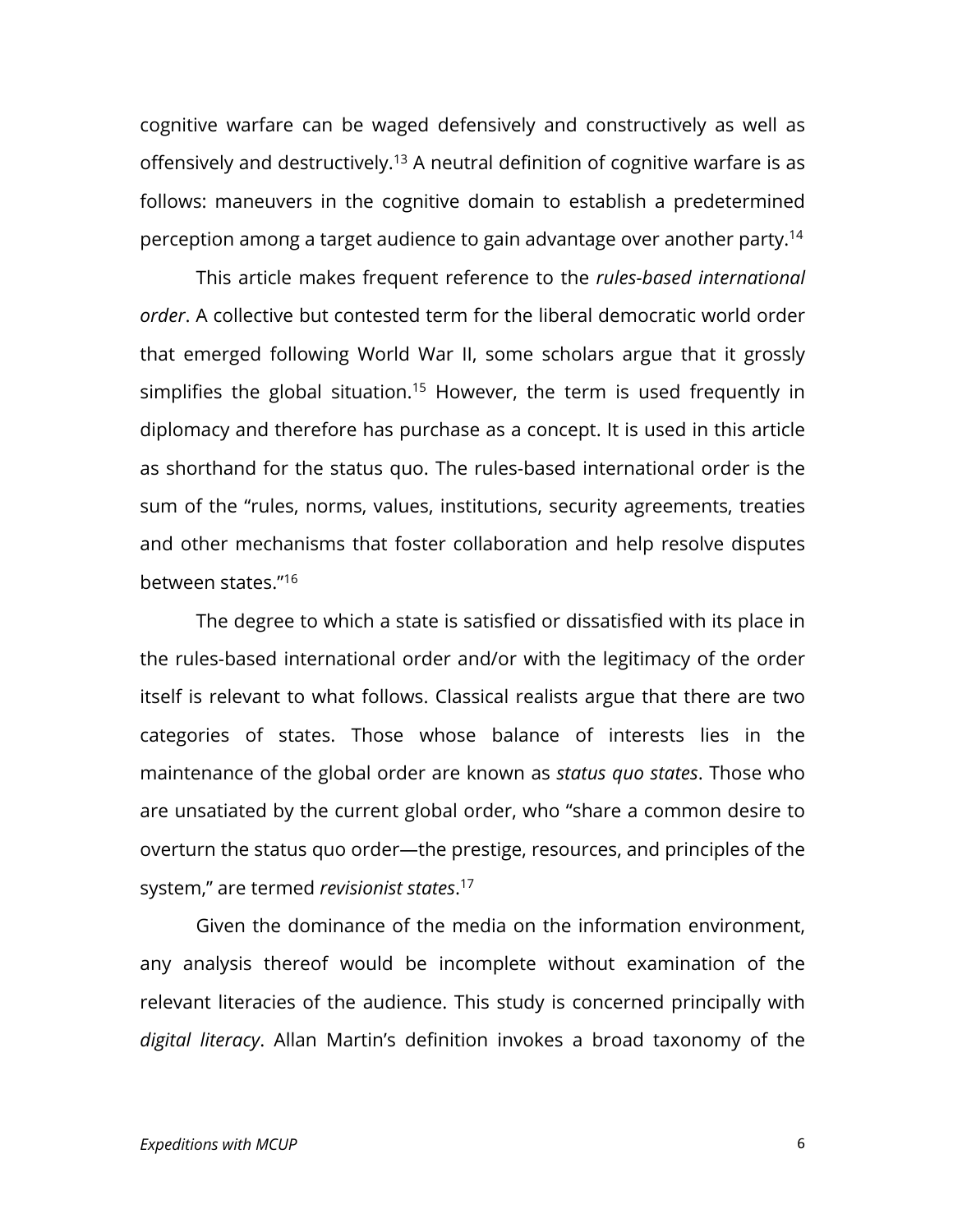cognitive warfare can be waged defensively and constructively as well as offensively and destructively.[13] A neutral definition of cognitive warfare is as follows: maneuvers in the cognitive domain to establish a predetermined perception among a target audience to gain advantage over another party.[14]

This article makes frequent reference to the *rules-based international order*. A collective but contested term for the liberal democratic world order that emerged following World War II, some scholars argue that it grossly simplifies the global situation.[15] However, the term is used frequently in diplomacy and therefore has purchase as a concept. It is used in this article as shorthand for the status quo. The rules-based international order is the sum of the "rules, norms, values, institutions, security agreements, treaties and other mechanisms that foster collaboration and help resolve disputes between states."[16]

The degree to which a state is satisfied or dissatisfied with its place in the rules-based international order and/or with the legitimacy of the order itself is relevant to what follows. Classical realists argue that there are two categories of states. Those whose balance of interests lies in the maintenance of the global order are known as *status quo states*. Those who are unsatiated by the current global order, who "share a common desire to overturn the status quo order—the prestige, resources, and principles of the system," are termed *revisionist states*.[17]

Given the dominance of the media on the information environment, any analysis thereof would be incomplete without examination of the relevant literacies of the audience. This study is concerned principally with *digital literacy*. Allan Martin's definition invokes a broad taxonomy of the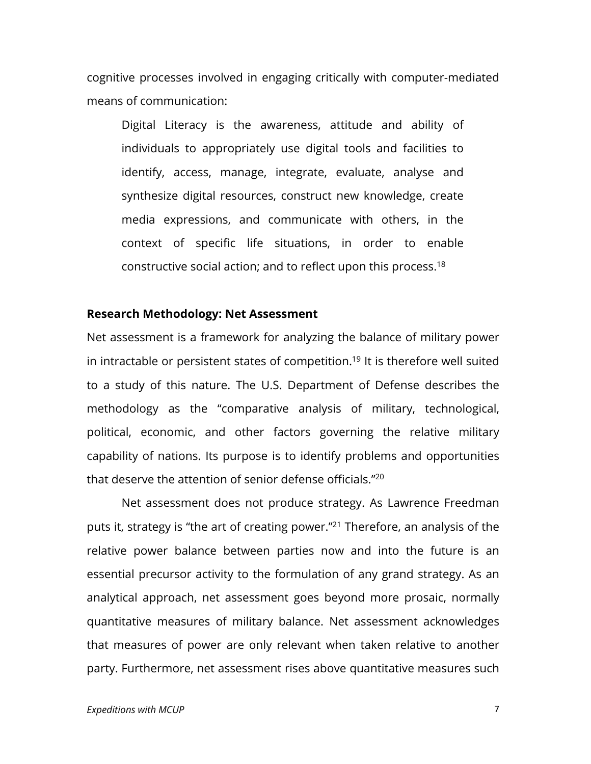cognitive processes involved in engaging critically with computer-mediated means of communication:

> Digital Literacy is the awareness, attitude and ability of individuals to appropriately use digital tools and facilities to identify, access, manage, integrate, evaluate, analyse and synthesize digital resources, construct new knowledge, create media expressions, and communicate with others, in the context of specific life situations, in order to enable constructive social action; and to reflect upon this process.[18]

**Research Methodology: Net Assessment**

Net assessment is a framework for analyzing the balance of military power in intractable or persistent states of competition.[19] It is therefore well suited to a study of this nature. The U.S. Department of Defense describes the methodology as the "comparative analysis of military, technological, political, economic, and other factors governing the relative military capability of nations. Its purpose is to identify problems and opportunities that deserve the attention of senior defense officials."[20]

Net assessment does not produce strategy. As Lawrence Freedman puts it, strategy is "the art of creating power."[21] Therefore, an analysis of the relative power balance between parties now and into the future is an essential precursor activity to the formulation of any grand strategy. As an analytical approach, net assessment goes beyond more prosaic, normally quantitative measures of military balance. Net assessment acknowledges that measures of power are only relevant when taken relative to another party. Furthermore, net assessment rises above quantitative measures such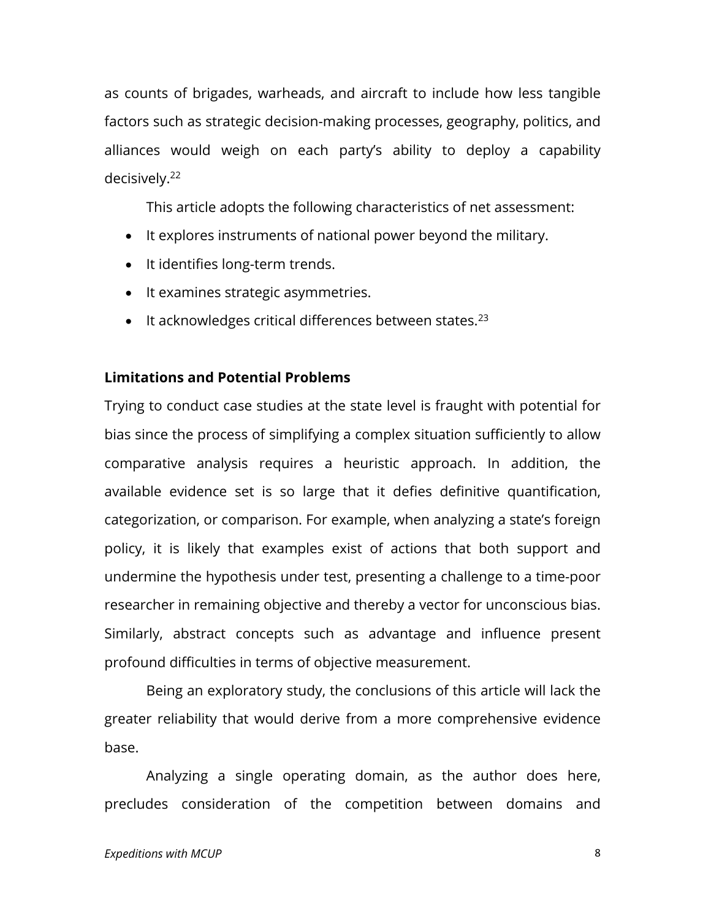as counts of brigades, warheads, and aircraft to include how less tangible factors such as strategic decision-making processes, geography, politics, and alliances would weigh on each party's ability to deploy a capability decisively.[22]

This article adopts the following characteristics of net assessment:

- It explores instruments of national power beyond the military.
- It identifies long-term trends.
- It examines strategic asymmetries.
- It acknowledges critical differences between states.[23]

**Limitations and Potential Problems**

Trying to conduct case studies at the state level is fraught with potential for bias since the process of simplifying a complex situation sufficiently to allow comparative analysis requires a heuristic approach. In addition, the available evidence set is so large that it defies definitive quantification, categorization, or comparison. For example, when analyzing a state's foreign policy, it is likely that examples exist of actions that both support and undermine the hypothesis under test, presenting a challenge to a time-poor researcher in remaining objective and thereby a vector for unconscious bias. Similarly, abstract concepts such as advantage and influence present profound difficulties in terms of objective measurement.

Being an exploratory study, the conclusions of this article will lack the greater reliability that would derive from a more comprehensive evidence base.

Analyzing a single operating domain, as the author does here, precludes consideration of the competition between domains and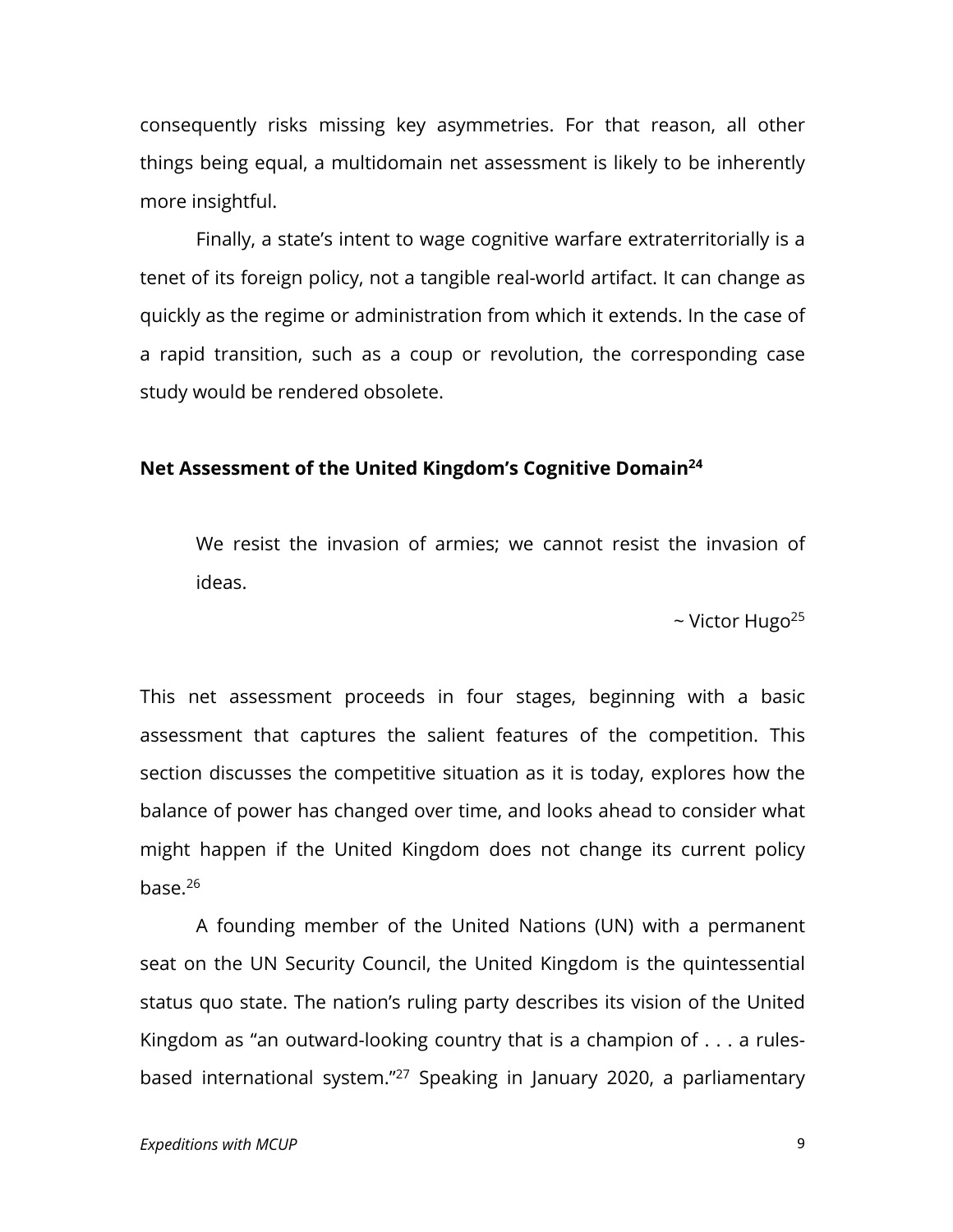consequently risks missing key asymmetries. For that reason, all other things being equal, a multidomain net assessment is likely to be inherently more insightful.

Finally, a state's intent to wage cognitive warfare extraterritorially is a tenet of its foreign policy, not a tangible real-world artifact. It can change as quickly as the regime or administration from which it extends. In the case of a rapid transition, such as a coup or revolution, the corresponding case study would be rendered obsolete.

## Net Assessment of the United Kingdom's Cognitive Domain[24]

> We resist the invasion of armies; we cannot resist the invasion of ideas.
>
> ~ Victor Hugo[25]

This net assessment proceeds in four stages, beginning with a basic assessment that captures the salient features of the competition. This section discusses the competitive situation as it is today, explores how the balance of power has changed over time, and looks ahead to consider what might happen if the United Kingdom does not change its current policy base.[26]

A founding member of the United Nations (UN) with a permanent seat on the UN Security Council, the United Kingdom is the quintessential status quo state. The nation's ruling party describes its vision of the United Kingdom as "an outward-looking country that is a champion of . . . a rules-based international system."[27] Speaking in January 2020, a parliamentary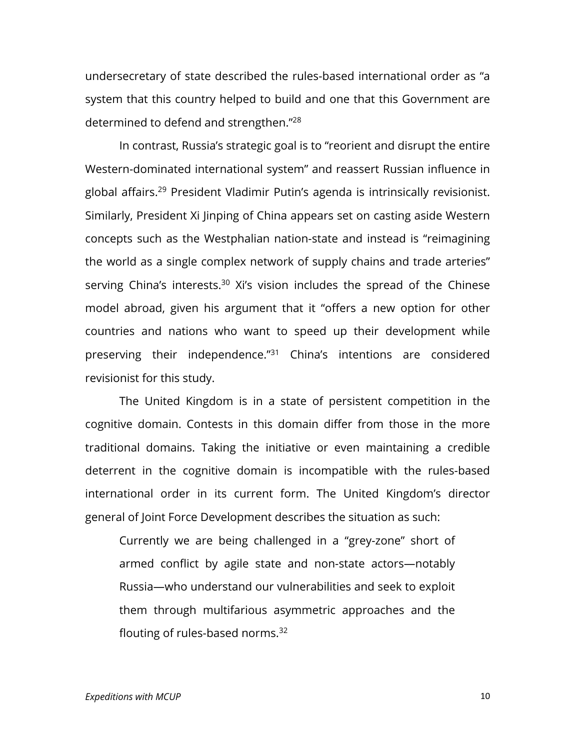undersecretary of state described the rules-based international order as "a system that this country helped to build and one that this Government are determined to defend and strengthen."[28]

In contrast, Russia's strategic goal is to "reorient and disrupt the entire Western-dominated international system" and reassert Russian influence in global affairs.[29] President Vladimir Putin's agenda is intrinsically revisionist. Similarly, President Xi Jinping of China appears set on casting aside Western concepts such as the Westphalian nation-state and instead is "reimagining the world as a single complex network of supply chains and trade arteries" serving China's interests.[30] Xi's vision includes the spread of the Chinese model abroad, given his argument that it "offers a new option for other countries and nations who want to speed up their development while preserving their independence."[31] China's intentions are considered revisionist for this study.

The United Kingdom is in a state of persistent competition in the cognitive domain. Contests in this domain differ from those in the more traditional domains. Taking the initiative or even maintaining a credible deterrent in the cognitive domain is incompatible with the rules-based international order in its current form. The United Kingdom's director general of Joint Force Development describes the situation as such:

> Currently we are being challenged in a "grey-zone" short of armed conflict by agile state and non-state actors—notably Russia—who understand our vulnerabilities and seek to exploit them through multifarious asymmetric approaches and the flouting of rules-based norms.[32]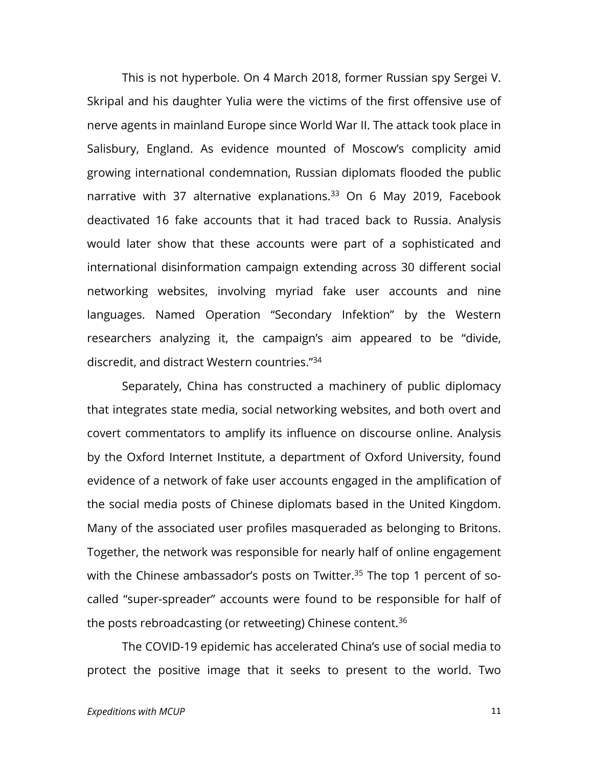This is not hyperbole. On 4 March 2018, former Russian spy Sergei V. Skripal and his daughter Yulia were the victims of the first offensive use of nerve agents in mainland Europe since World War II. The attack took place in Salisbury, England. As evidence mounted of Moscow's complicity amid growing international condemnation, Russian diplomats flooded the public narrative with 37 alternative explanations.[33] On 6 May 2019, Facebook deactivated 16 fake accounts that it had traced back to Russia. Analysis would later show that these accounts were part of a sophisticated and international disinformation campaign extending across 30 different social networking websites, involving myriad fake user accounts and nine languages. Named Operation "Secondary Infektion" by the Western researchers analyzing it, the campaign's aim appeared to be "divide, discredit, and distract Western countries."[34]

Separately, China has constructed a machinery of public diplomacy that integrates state media, social networking websites, and both overt and covert commentators to amplify its influence on discourse online. Analysis by the Oxford Internet Institute, a department of Oxford University, found evidence of a network of fake user accounts engaged in the amplification of the social media posts of Chinese diplomats based in the United Kingdom. Many of the associated user profiles masqueraded as belonging to Britons. Together, the network was responsible for nearly half of online engagement with the Chinese ambassador's posts on Twitter.[35] The top 1 percent of so-called "super-spreader" accounts were found to be responsible for half of the posts rebroadcasting (or retweeting) Chinese content.[36]

The COVID-19 epidemic has accelerated China's use of social media to protect the positive image that it seeks to present to the world. Two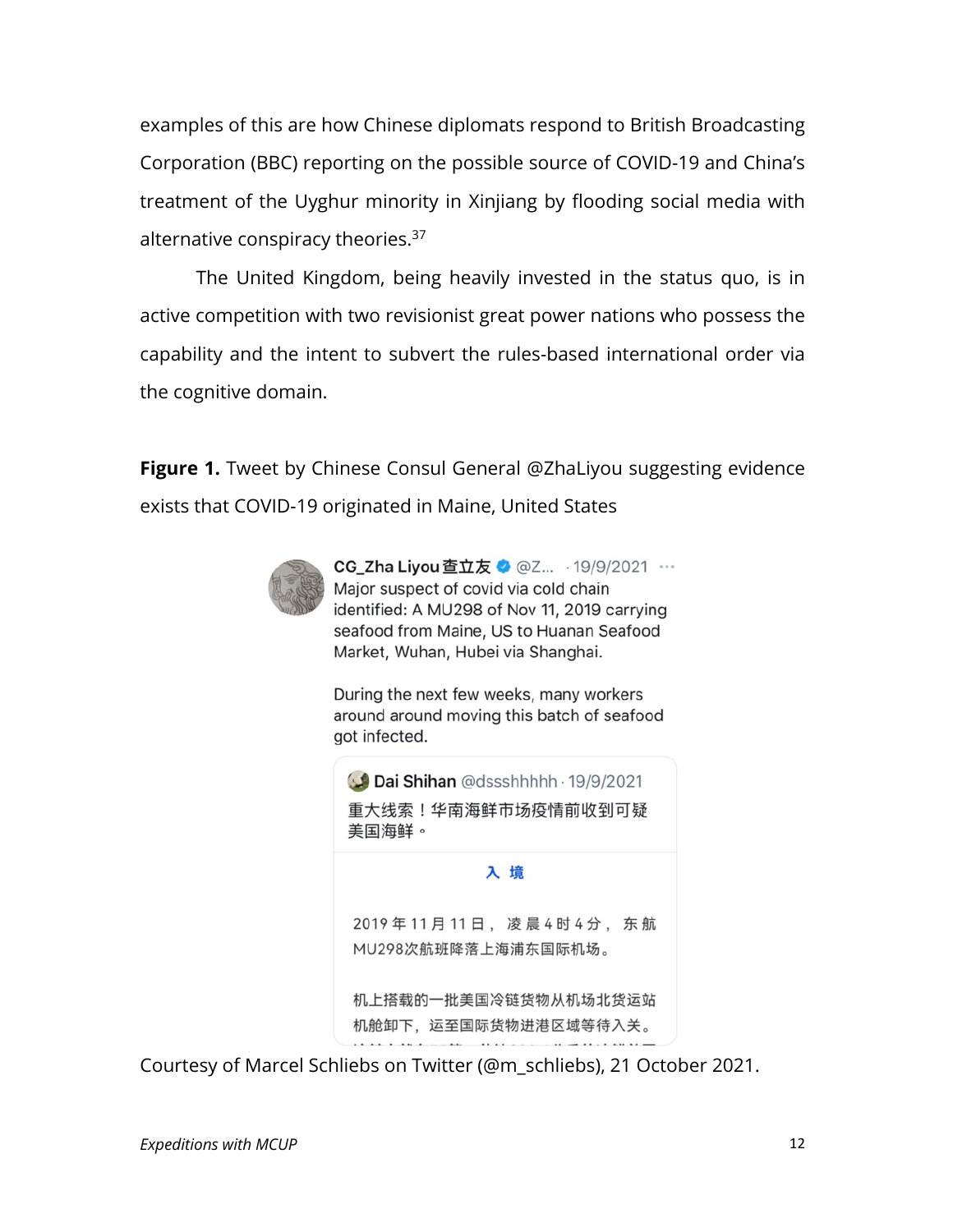examples of this are how Chinese diplomats respond to British Broadcasting Corporation (BBC) reporting on the possible source of COVID-19 and China's treatment of the Uyghur minority in Xinjiang by flooding social media with alternative conspiracy theories.[37]

The United Kingdom, being heavily invested in the status quo, is in active competition with two revisionist great power nations who possess the capability and the intent to subvert the rules-based international order via the cognitive domain.

**Figure 1.** Tweet by Chinese Consul General @ZhaLiyou suggesting evidence exists that COVID-19 originated in Maine, United States

> **CG_Zha Liyou 查立友** @Z... · 19/9/2021
>
> Major suspect of covid via cold chain identified: A MU298 of Nov 11, 2019 carrying seafood from Maine, US to Huanan Seafood Market, Wuhan, Hubei via Shanghai.
>
> During the next few weeks, many workers around around moving this batch of seafood got infected.
>
> > **Dai Shihan** @dssshhhhh · 19/9/2021
> >
> > 重大线索！华南海鲜市场疫情前收到可疑美国海鲜。
> >
> > **入 境**
> >
> > 2019 年 11 月 11 日， 凌 晨 4 时 4 分， 东 航 MU298次航班降落上海浦东国际机场。
> >
> > 机上搭载的一批美国冷链货物从机场北货运站机舱卸下，运至国际货物进港区域等待入关。

Courtesy of Marcel Schliebs on Twitter (@m_schliebs), 21 October 2021.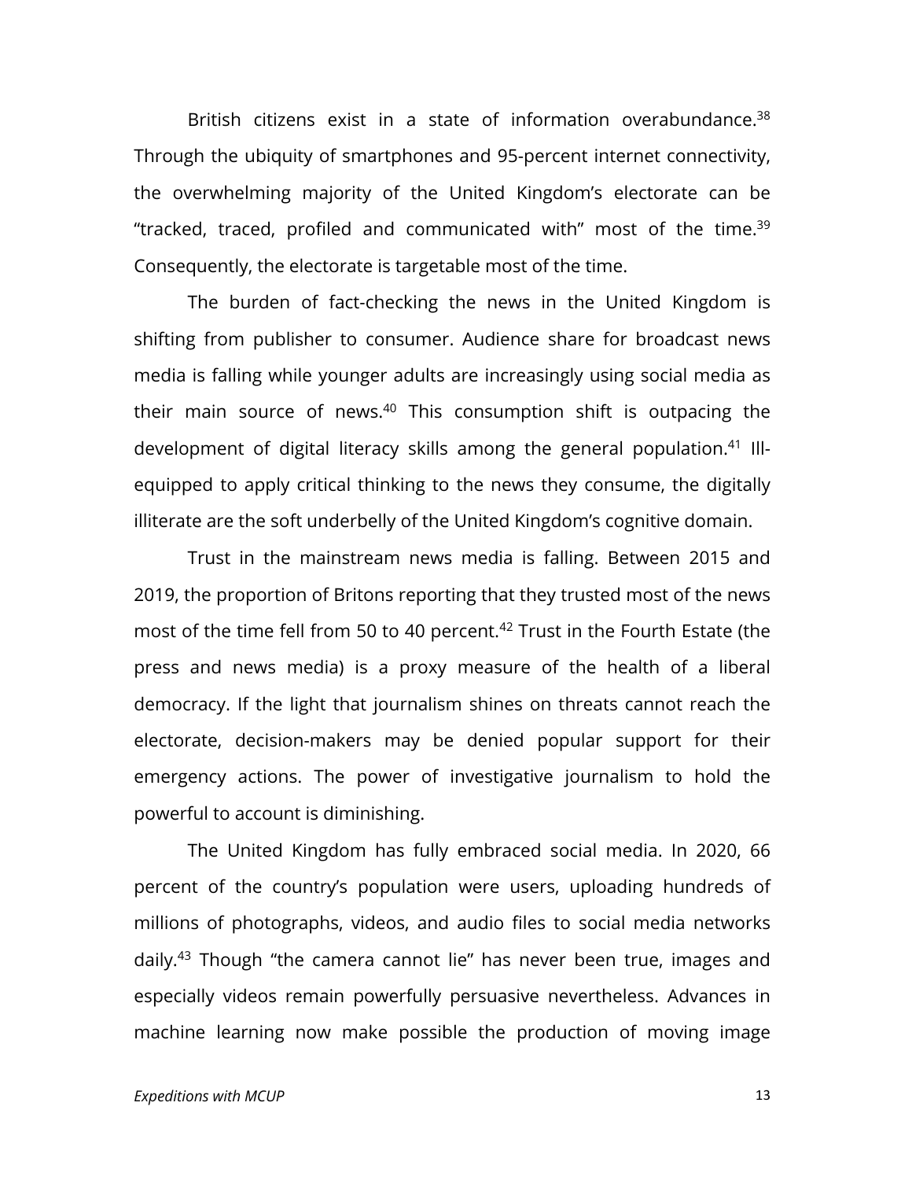British citizens exist in a state of information overabundance.[38] Through the ubiquity of smartphones and 95-percent internet connectivity, the overwhelming majority of the United Kingdom's electorate can be "tracked, traced, profiled and communicated with" most of the time.[39] Consequently, the electorate is targetable most of the time.

The burden of fact-checking the news in the United Kingdom is shifting from publisher to consumer. Audience share for broadcast news media is falling while younger adults are increasingly using social media as their main source of news.[40] This consumption shift is outpacing the development of digital literacy skills among the general population.[41] Ill-equipped to apply critical thinking to the news they consume, the digitally illiterate are the soft underbelly of the United Kingdom's cognitive domain.

Trust in the mainstream news media is falling. Between 2015 and 2019, the proportion of Britons reporting that they trusted most of the news most of the time fell from 50 to 40 percent.[42] Trust in the Fourth Estate (the press and news media) is a proxy measure of the health of a liberal democracy. If the light that journalism shines on threats cannot reach the electorate, decision-makers may be denied popular support for their emergency actions. The power of investigative journalism to hold the powerful to account is diminishing.

The United Kingdom has fully embraced social media. In 2020, 66 percent of the country's population were users, uploading hundreds of millions of photographs, videos, and audio files to social media networks daily.[43] Though "the camera cannot lie" has never been true, images and especially videos remain powerfully persuasive nevertheless. Advances in machine learning now make possible the production of moving image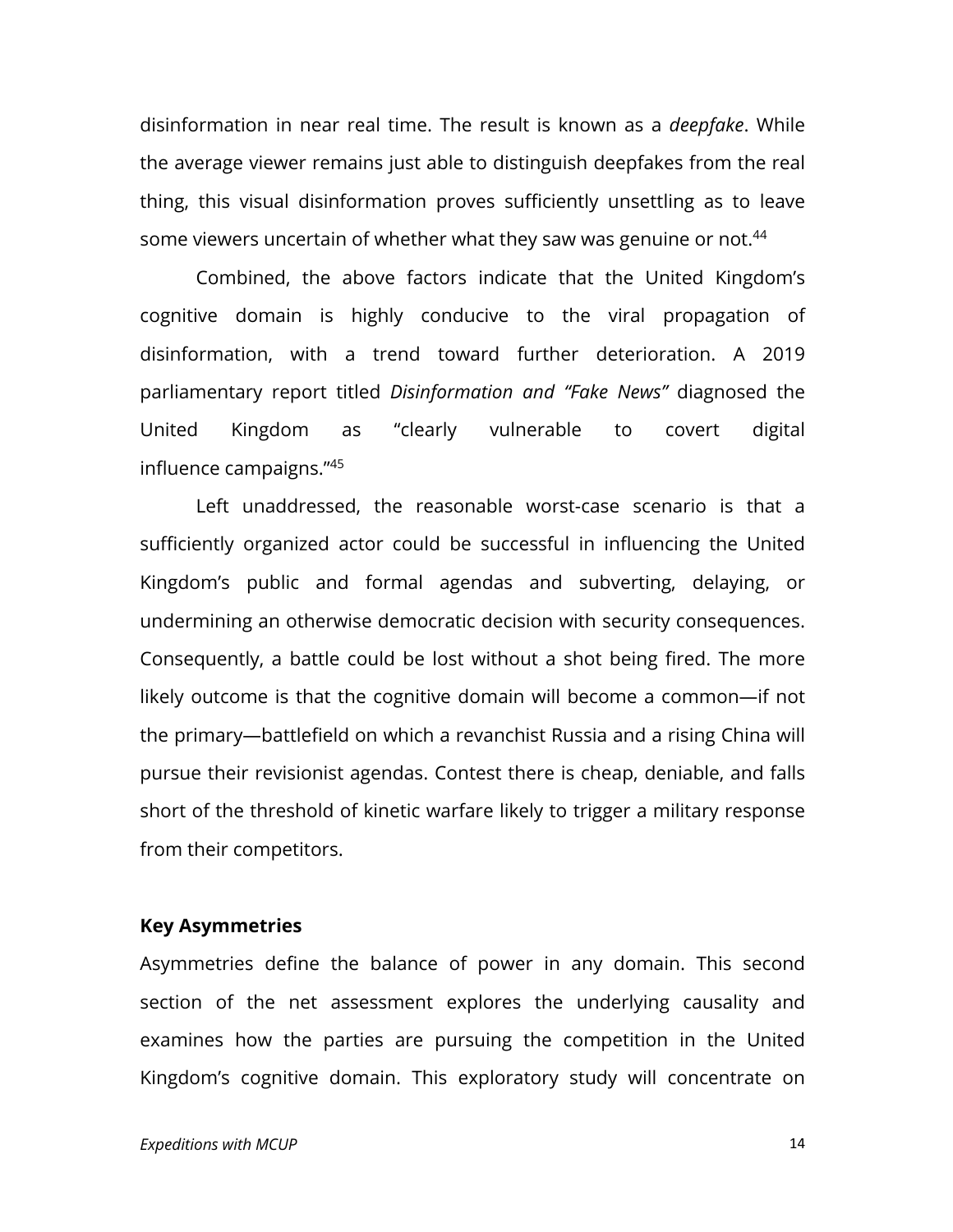disinformation in near real time. The result is known as a *deepfake*. While the average viewer remains just able to distinguish deepfakes from the real thing, this visual disinformation proves sufficiently unsettling as to leave some viewers uncertain of whether what they saw was genuine or not.[44]

Combined, the above factors indicate that the United Kingdom's cognitive domain is highly conducive to the viral propagation of disinformation, with a trend toward further deterioration. A 2019 parliamentary report titled *Disinformation and "Fake News"* diagnosed the United Kingdom as "clearly vulnerable to covert digital influence campaigns."[45]

Left unaddressed, the reasonable worst-case scenario is that a sufficiently organized actor could be successful in influencing the United Kingdom's public and formal agendas and subverting, delaying, or undermining an otherwise democratic decision with security consequences. Consequently, a battle could be lost without a shot being fired. The more likely outcome is that the cognitive domain will become a common—if not the primary—battlefield on which a revanchist Russia and a rising China will pursue their revisionist agendas. Contest there is cheap, deniable, and falls short of the threshold of kinetic warfare likely to trigger a military response from their competitors.

## Key Asymmetries

Asymmetries define the balance of power in any domain. This second section of the net assessment explores the underlying causality and examines how the parties are pursuing the competition in the United Kingdom's cognitive domain. This exploratory study will concentrate on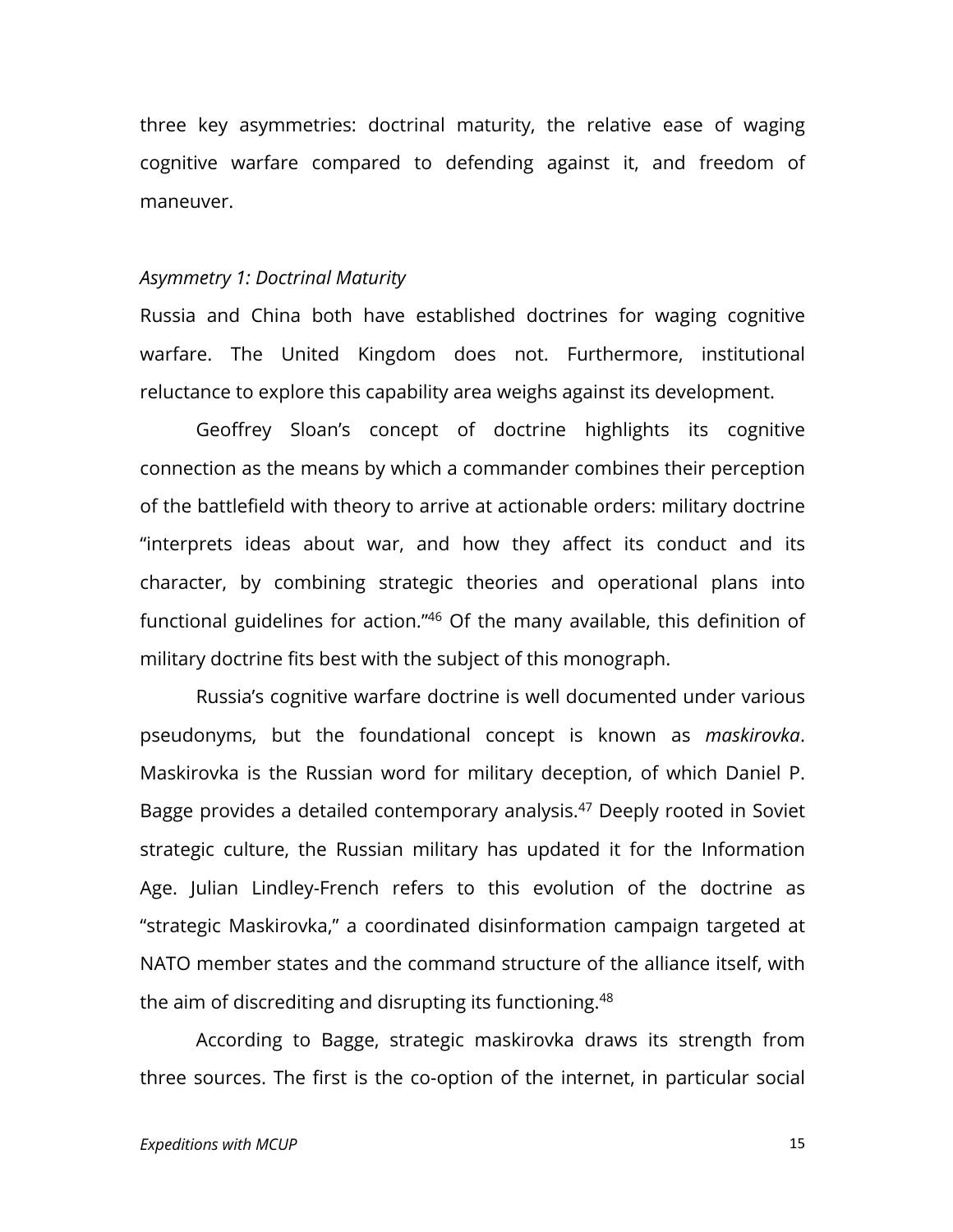three key asymmetries: doctrinal maturity, the relative ease of waging cognitive warfare compared to defending against it, and freedom of maneuver.

*Asymmetry 1: Doctrinal Maturity*

Russia and China both have established doctrines for waging cognitive warfare. The United Kingdom does not. Furthermore, institutional reluctance to explore this capability area weighs against its development.

Geoffrey Sloan's concept of doctrine highlights its cognitive connection as the means by which a commander combines their perception of the battlefield with theory to arrive at actionable orders: military doctrine "interprets ideas about war, and how they affect its conduct and its character, by combining strategic theories and operational plans into functional guidelines for action."[46] Of the many available, this definition of military doctrine fits best with the subject of this monograph.

Russia's cognitive warfare doctrine is well documented under various pseudonyms, but the foundational concept is known as *maskirovka*. Maskirovka is the Russian word for military deception, of which Daniel P. Bagge provides a detailed contemporary analysis.[47] Deeply rooted in Soviet strategic culture, the Russian military has updated it for the Information Age. Julian Lindley-French refers to this evolution of the doctrine as "strategic Maskirovka," a coordinated disinformation campaign targeted at NATO member states and the command structure of the alliance itself, with the aim of discrediting and disrupting its functioning.[48]

According to Bagge, strategic maskirovka draws its strength from three sources. The first is the co-option of the internet, in particular social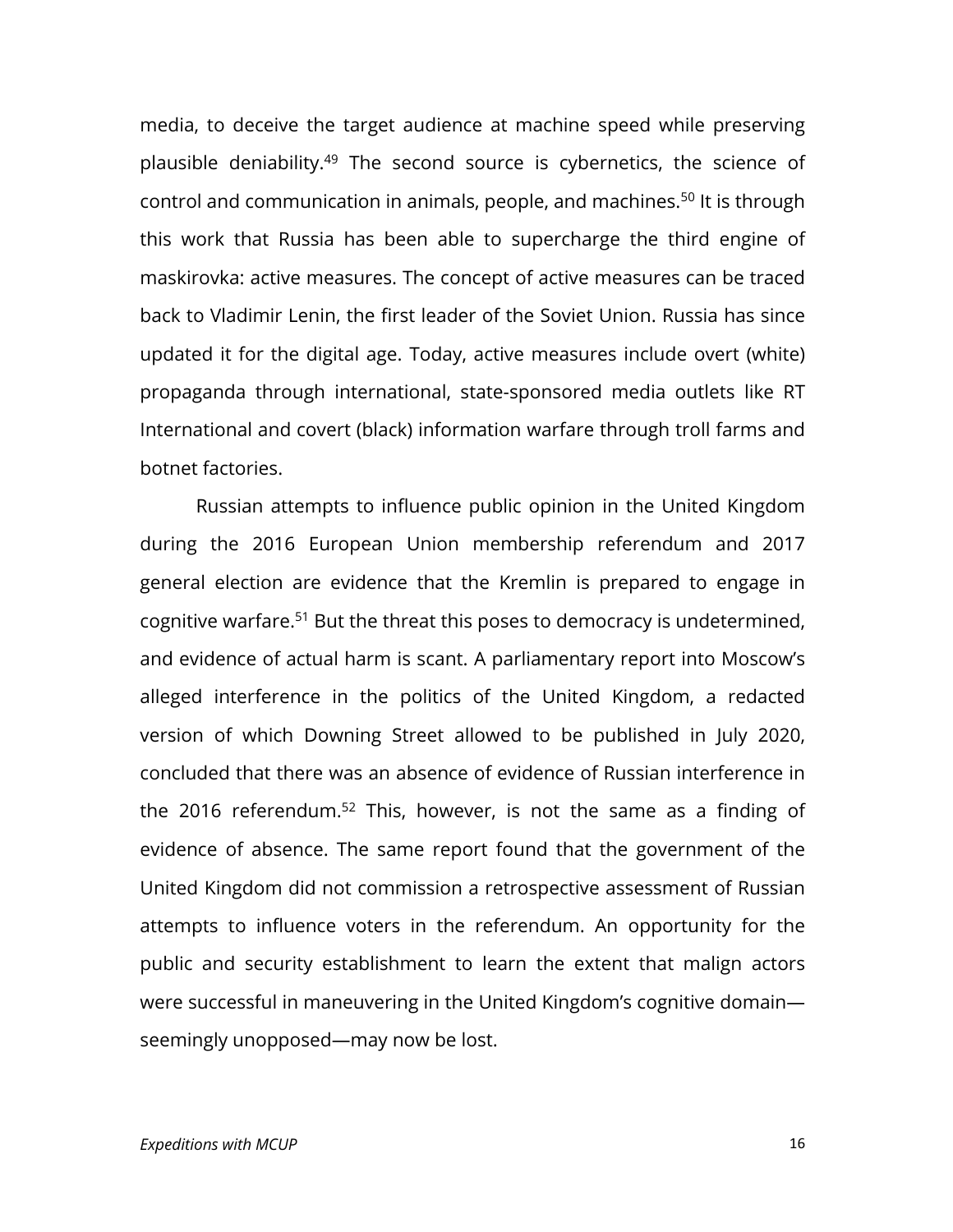media, to deceive the target audience at machine speed while preserving plausible deniability.[49] The second source is cybernetics, the science of control and communication in animals, people, and machines.[50] It is through this work that Russia has been able to supercharge the third engine of maskirovka: active measures. The concept of active measures can be traced back to Vladimir Lenin, the first leader of the Soviet Union. Russia has since updated it for the digital age. Today, active measures include overt (white) propaganda through international, state-sponsored media outlets like RT International and covert (black) information warfare through troll farms and botnet factories.

Russian attempts to influence public opinion in the United Kingdom during the 2016 European Union membership referendum and 2017 general election are evidence that the Kremlin is prepared to engage in cognitive warfare.[51] But the threat this poses to democracy is undetermined, and evidence of actual harm is scant. A parliamentary report into Moscow's alleged interference in the politics of the United Kingdom, a redacted version of which Downing Street allowed to be published in July 2020, concluded that there was an absence of evidence of Russian interference in the 2016 referendum.[52] This, however, is not the same as a finding of evidence of absence. The same report found that the government of the United Kingdom did not commission a retrospective assessment of Russian attempts to influence voters in the referendum. An opportunity for the public and security establishment to learn the extent that malign actors were successful in maneuvering in the United Kingdom's cognitive domain—seemingly unopposed—may now be lost.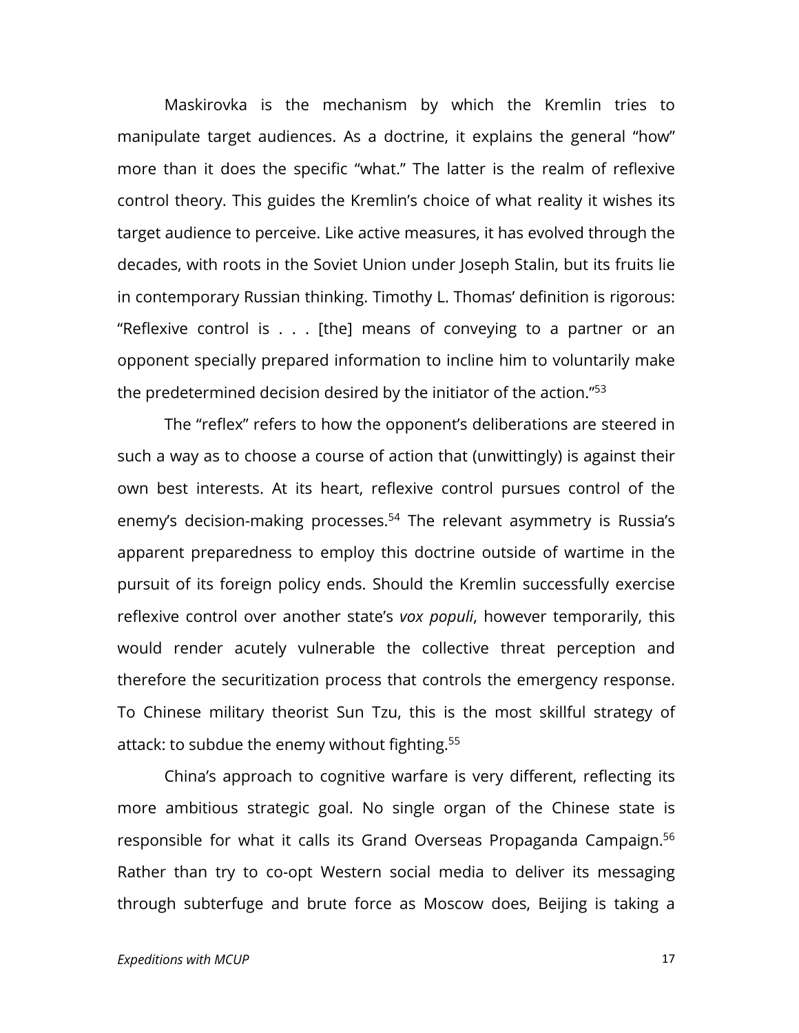Maskirovka is the mechanism by which the Kremlin tries to manipulate target audiences. As a doctrine, it explains the general "how" more than it does the specific "what." The latter is the realm of reflexive control theory. This guides the Kremlin's choice of what reality it wishes its target audience to perceive. Like active measures, it has evolved through the decades, with roots in the Soviet Union under Joseph Stalin, but its fruits lie in contemporary Russian thinking. Timothy L. Thomas' definition is rigorous: "Reflexive control is . . . [the] means of conveying to a partner or an opponent specially prepared information to incline him to voluntarily make the predetermined decision desired by the initiator of the action."[53]

The "reflex" refers to how the opponent's deliberations are steered in such a way as to choose a course of action that (unwittingly) is against their own best interests. At its heart, reflexive control pursues control of the enemy's decision-making processes.[54] The relevant asymmetry is Russia's apparent preparedness to employ this doctrine outside of wartime in the pursuit of its foreign policy ends. Should the Kremlin successfully exercise reflexive control over another state's *vox populi*, however temporarily, this would render acutely vulnerable the collective threat perception and therefore the securitization process that controls the emergency response. To Chinese military theorist Sun Tzu, this is the most skillful strategy of attack: to subdue the enemy without fighting.[55]

China's approach to cognitive warfare is very different, reflecting its more ambitious strategic goal. No single organ of the Chinese state is responsible for what it calls its Grand Overseas Propaganda Campaign.[56] Rather than try to co-opt Western social media to deliver its messaging through subterfuge and brute force as Moscow does, Beijing is taking a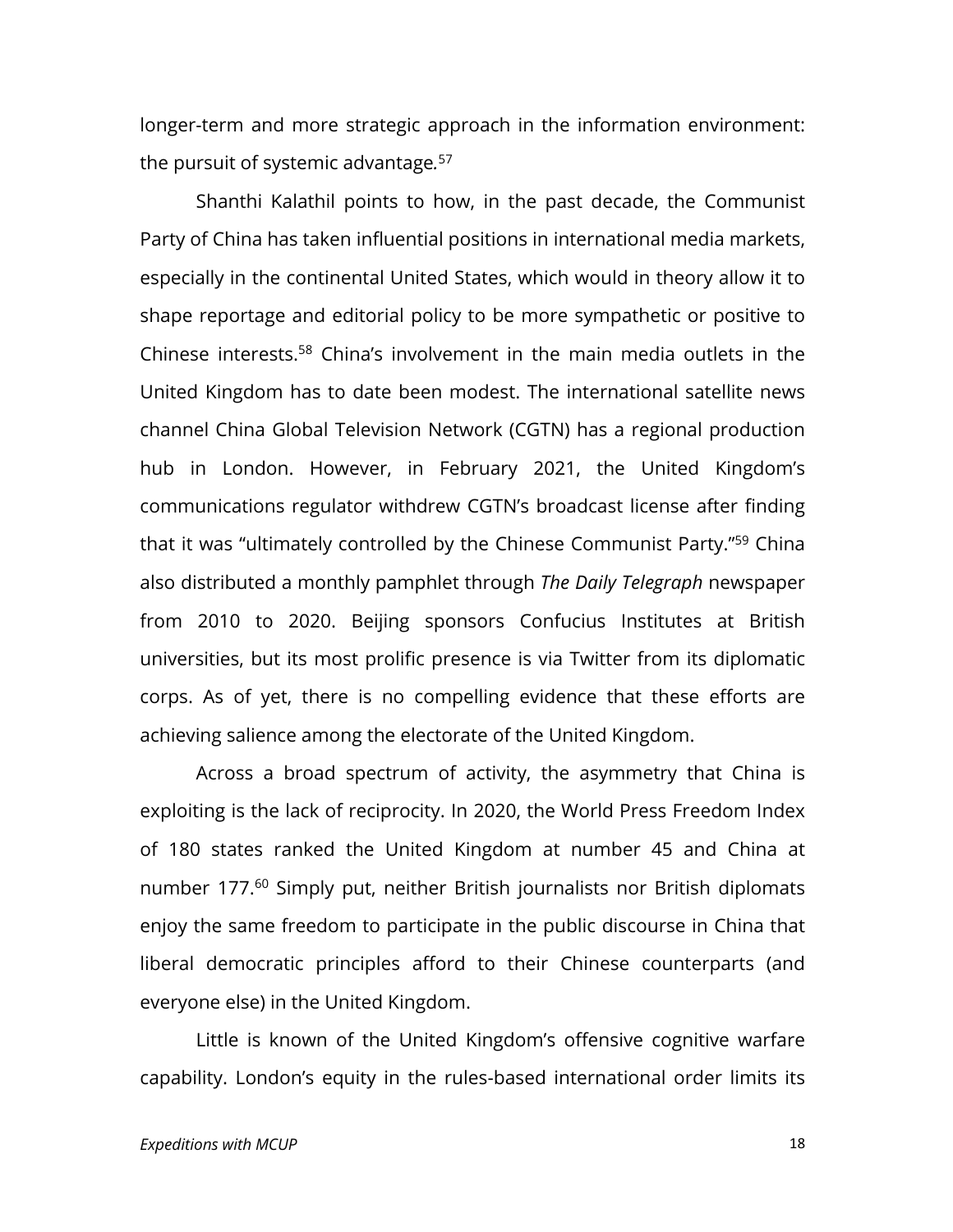longer-term and more strategic approach in the information environment: the pursuit of systemic advantage.[57]

Shanthi Kalathil points to how, in the past decade, the Communist Party of China has taken influential positions in international media markets, especially in the continental United States, which would in theory allow it to shape reportage and editorial policy to be more sympathetic or positive to Chinese interests.[58] China's involvement in the main media outlets in the United Kingdom has to date been modest. The international satellite news channel China Global Television Network (CGTN) has a regional production hub in London. However, in February 2021, the United Kingdom's communications regulator withdrew CGTN's broadcast license after finding that it was "ultimately controlled by the Chinese Communist Party."[59] China also distributed a monthly pamphlet through *The Daily Telegraph* newspaper from 2010 to 2020. Beijing sponsors Confucius Institutes at British universities, but its most prolific presence is via Twitter from its diplomatic corps. As of yet, there is no compelling evidence that these efforts are achieving salience among the electorate of the United Kingdom.

Across a broad spectrum of activity, the asymmetry that China is exploiting is the lack of reciprocity. In 2020, the World Press Freedom Index of 180 states ranked the United Kingdom at number 45 and China at number 177.[60] Simply put, neither British journalists nor British diplomats enjoy the same freedom to participate in the public discourse in China that liberal democratic principles afford to their Chinese counterparts (and everyone else) in the United Kingdom.

Little is known of the United Kingdom's offensive cognitive warfare capability. London's equity in the rules-based international order limits its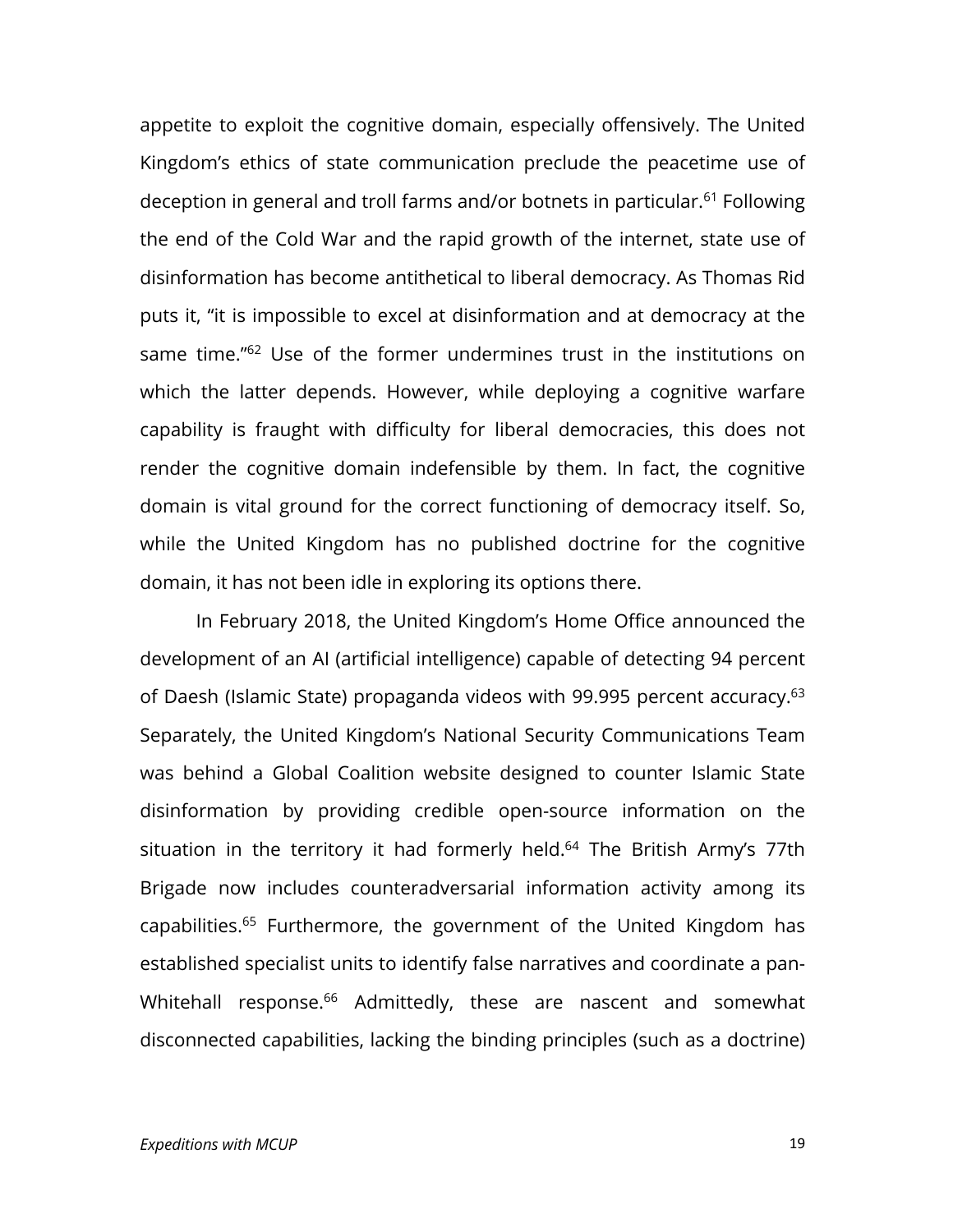appetite to exploit the cognitive domain, especially offensively. The United Kingdom's ethics of state communication preclude the peacetime use of deception in general and troll farms and/or botnets in particular.[61] Following the end of the Cold War and the rapid growth of the internet, state use of disinformation has become antithetical to liberal democracy. As Thomas Rid puts it, "it is impossible to excel at disinformation and at democracy at the same time."[62] Use of the former undermines trust in the institutions on which the latter depends. However, while deploying a cognitive warfare capability is fraught with difficulty for liberal democracies, this does not render the cognitive domain indefensible by them. In fact, the cognitive domain is vital ground for the correct functioning of democracy itself. So, while the United Kingdom has no published doctrine for the cognitive domain, it has not been idle in exploring its options there.

In February 2018, the United Kingdom's Home Office announced the development of an AI (artificial intelligence) capable of detecting 94 percent of Daesh (Islamic State) propaganda videos with 99.995 percent accuracy.[63] Separately, the United Kingdom's National Security Communications Team was behind a Global Coalition website designed to counter Islamic State disinformation by providing credible open-source information on the situation in the territory it had formerly held.[64] The British Army's 77th Brigade now includes counteradversarial information activity among its capabilities.[65] Furthermore, the government of the United Kingdom has established specialist units to identify false narratives and coordinate a pan-Whitehall response.[66] Admittedly, these are nascent and somewhat disconnected capabilities, lacking the binding principles (such as a doctrine)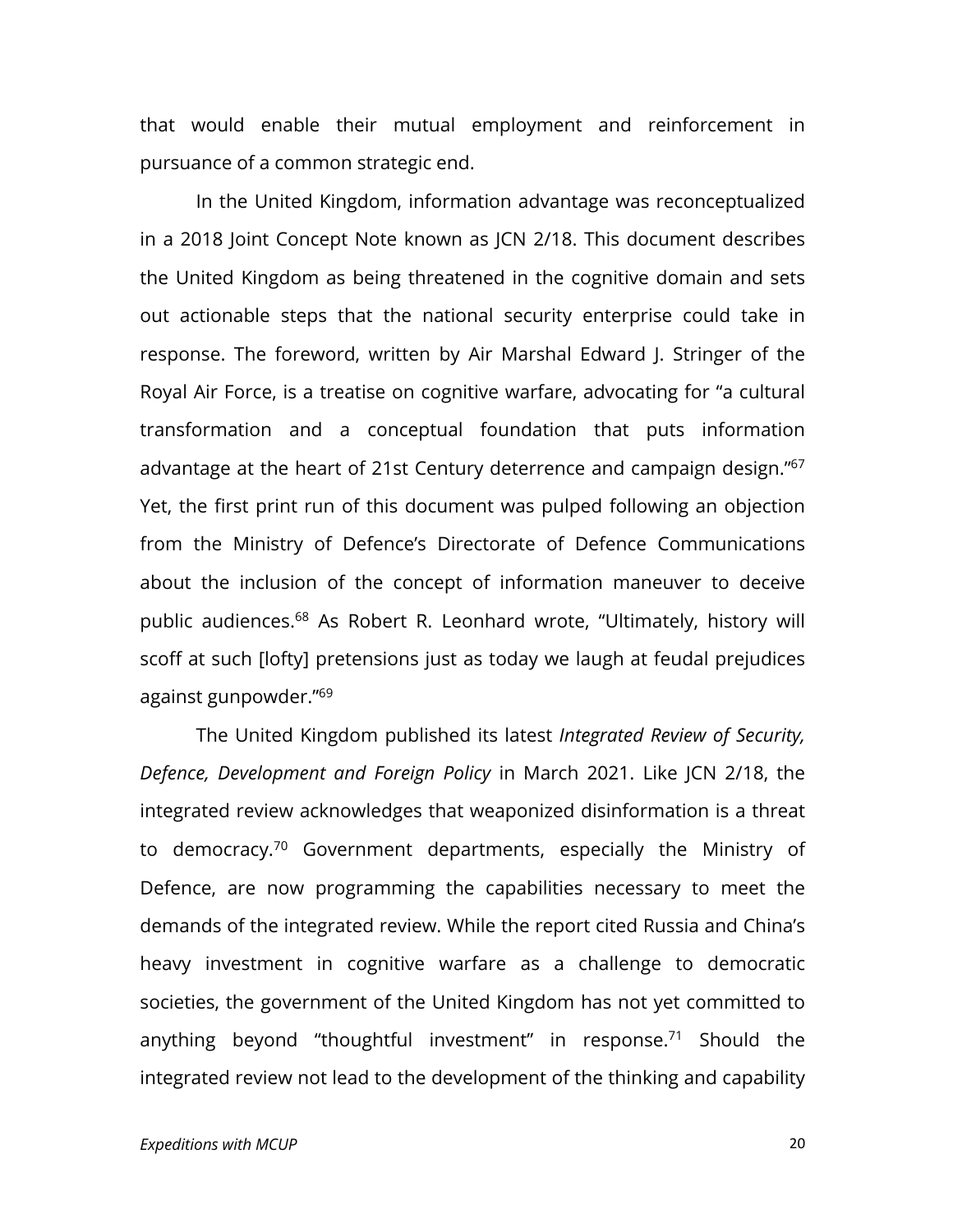that would enable their mutual employment and reinforcement in pursuance of a common strategic end.

In the United Kingdom, information advantage was reconceptualized in a 2018 Joint Concept Note known as JCN 2/18. This document describes the United Kingdom as being threatened in the cognitive domain and sets out actionable steps that the national security enterprise could take in response. The foreword, written by Air Marshal Edward J. Stringer of the Royal Air Force, is a treatise on cognitive warfare, advocating for "a cultural transformation and a conceptual foundation that puts information advantage at the heart of 21st Century deterrence and campaign design."[67] Yet, the first print run of this document was pulped following an objection from the Ministry of Defence's Directorate of Defence Communications about the inclusion of the concept of information maneuver to deceive public audiences.[68] As Robert R. Leonhard wrote, "Ultimately, history will scoff at such [lofty] pretensions just as today we laugh at feudal prejudices against gunpowder."[69]

The United Kingdom published its latest *Integrated Review of Security, Defence, Development and Foreign Policy* in March 2021. Like JCN 2/18, the integrated review acknowledges that weaponized disinformation is a threat to democracy.[70] Government departments, especially the Ministry of Defence, are now programming the capabilities necessary to meet the demands of the integrated review. While the report cited Russia and China's heavy investment in cognitive warfare as a challenge to democratic societies, the government of the United Kingdom has not yet committed to anything beyond "thoughtful investment" in response.[71] Should the integrated review not lead to the development of the thinking and capability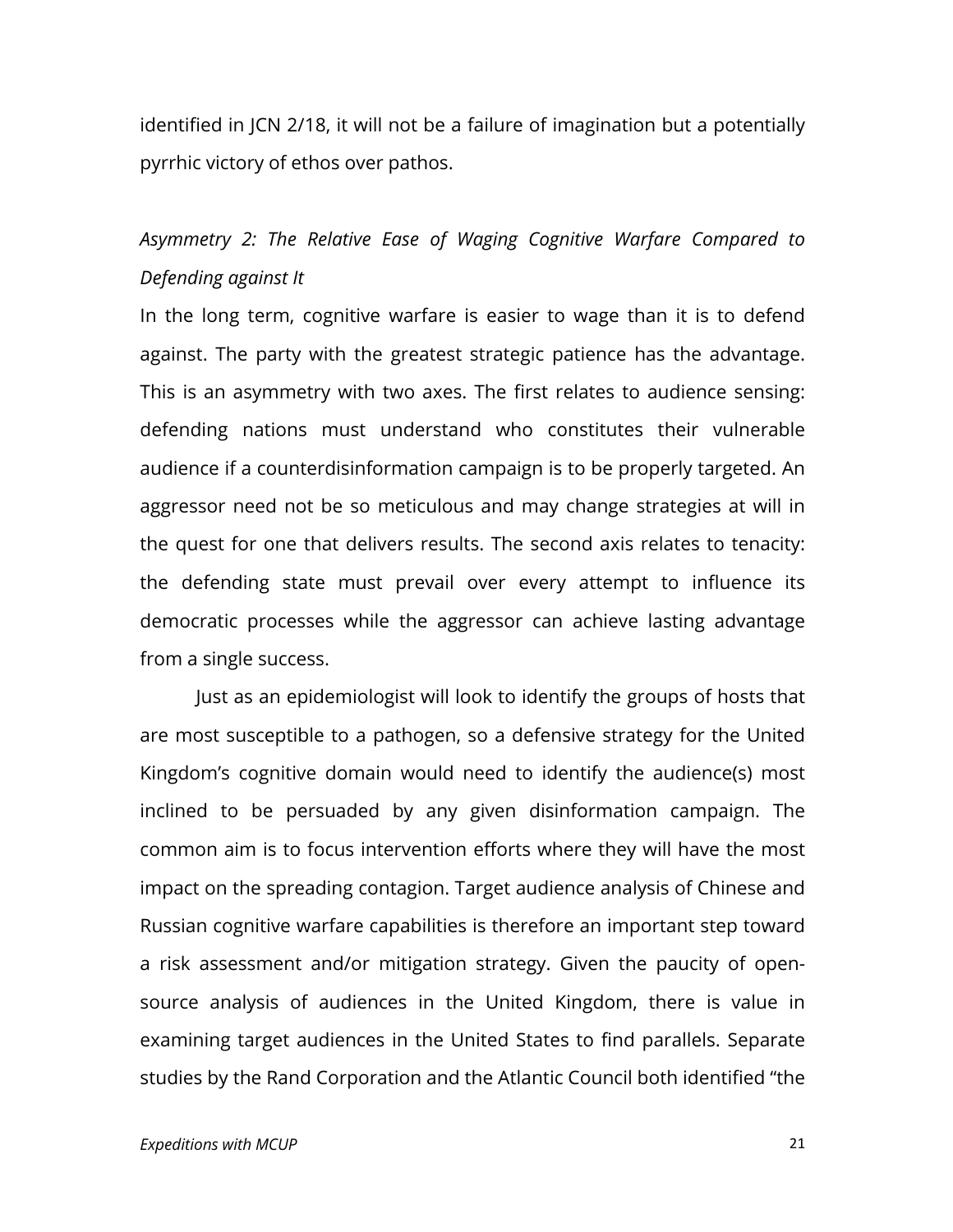identified in JCN 2/18, it will not be a failure of imagination but a potentially pyrrhic victory of ethos over pathos.

### *Asymmetry 2: The Relative Ease of Waging Cognitive Warfare Compared to Defending against It*

In the long term, cognitive warfare is easier to wage than it is to defend against. The party with the greatest strategic patience has the advantage. This is an asymmetry with two axes. The first relates to audience sensing: defending nations must understand who constitutes their vulnerable audience if a counterdisinformation campaign is to be properly targeted. An aggressor need not be so meticulous and may change strategies at will in the quest for one that delivers results. The second axis relates to tenacity: the defending state must prevail over every attempt to influence its democratic processes while the aggressor can achieve lasting advantage from a single success.

Just as an epidemiologist will look to identify the groups of hosts that are most susceptible to a pathogen, so a defensive strategy for the United Kingdom's cognitive domain would need to identify the audience(s) most inclined to be persuaded by any given disinformation campaign. The common aim is to focus intervention efforts where they will have the most impact on the spreading contagion. Target audience analysis of Chinese and Russian cognitive warfare capabilities is therefore an important step toward a risk assessment and/or mitigation strategy. Given the paucity of open-source analysis of audiences in the United Kingdom, there is value in examining target audiences in the United States to find parallels. Separate studies by the Rand Corporation and the Atlantic Council both identified "the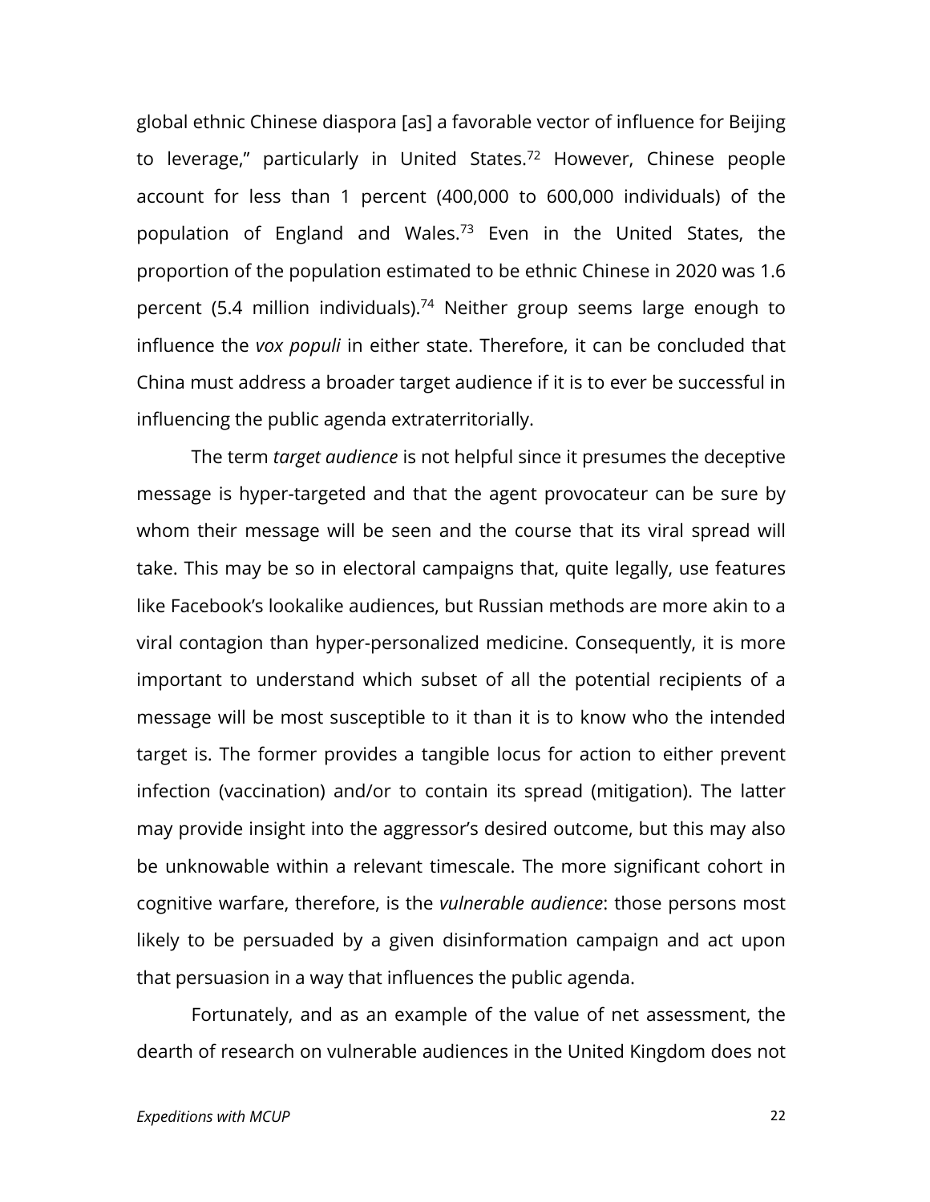global ethnic Chinese diaspora [as] a favorable vector of influence for Beijing to leverage," particularly in United States.[72] However, Chinese people account for less than 1 percent (400,000 to 600,000 individuals) of the population of England and Wales.[73] Even in the United States, the proportion of the population estimated to be ethnic Chinese in 2020 was 1.6 percent (5.4 million individuals).[74] Neither group seems large enough to influence the *vox populi* in either state. Therefore, it can be concluded that China must address a broader target audience if it is to ever be successful in influencing the public agenda extraterritorially.

The term *target audience* is not helpful since it presumes the deceptive message is hyper-targeted and that the agent provocateur can be sure by whom their message will be seen and the course that its viral spread will take. This may be so in electoral campaigns that, quite legally, use features like Facebook's lookalike audiences, but Russian methods are more akin to a viral contagion than hyper-personalized medicine. Consequently, it is more important to understand which subset of all the potential recipients of a message will be most susceptible to it than it is to know who the intended target is. The former provides a tangible locus for action to either prevent infection (vaccination) and/or to contain its spread (mitigation). The latter may provide insight into the aggressor's desired outcome, but this may also be unknowable within a relevant timescale. The more significant cohort in cognitive warfare, therefore, is the *vulnerable audience*: those persons most likely to be persuaded by a given disinformation campaign and act upon that persuasion in a way that influences the public agenda.

Fortunately, and as an example of the value of net assessment, the dearth of research on vulnerable audiences in the United Kingdom does not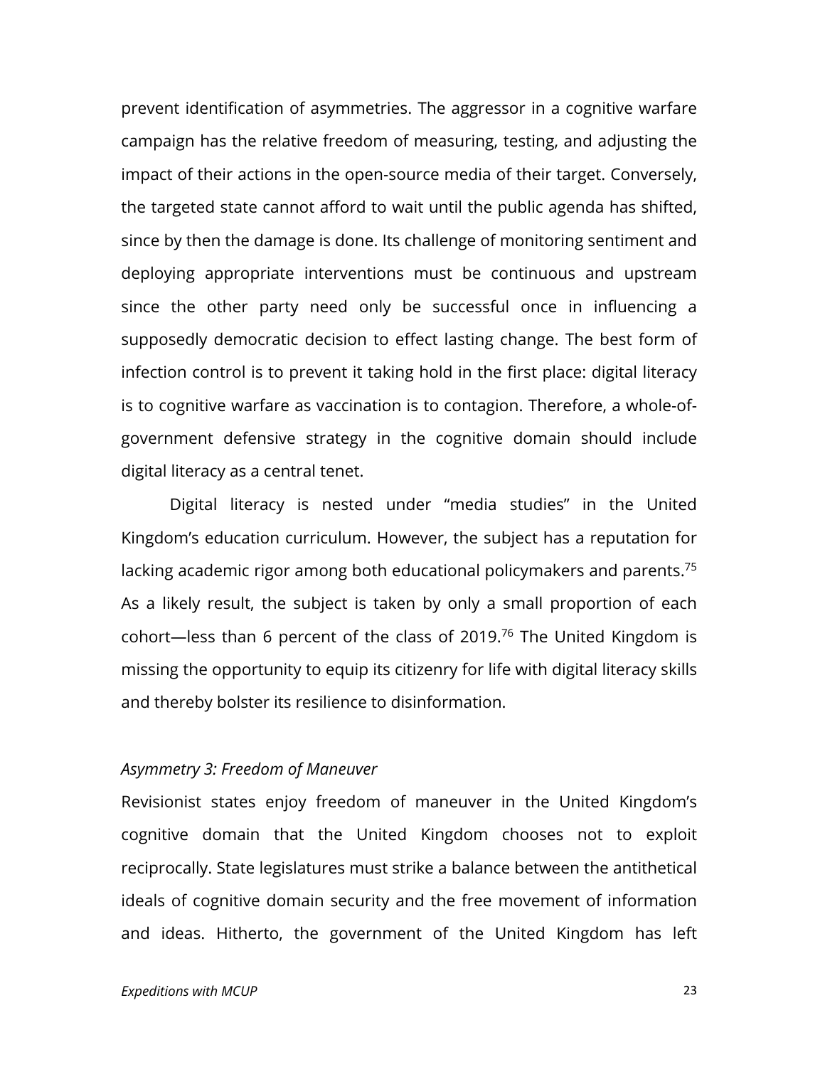prevent identification of asymmetries. The aggressor in a cognitive warfare campaign has the relative freedom of measuring, testing, and adjusting the impact of their actions in the open-source media of their target. Conversely, the targeted state cannot afford to wait until the public agenda has shifted, since by then the damage is done. Its challenge of monitoring sentiment and deploying appropriate interventions must be continuous and upstream since the other party need only be successful once in influencing a supposedly democratic decision to effect lasting change. The best form of infection control is to prevent it taking hold in the first place: digital literacy is to cognitive warfare as vaccination is to contagion. Therefore, a whole-of-government defensive strategy in the cognitive domain should include digital literacy as a central tenet.

Digital literacy is nested under "media studies" in the United Kingdom's education curriculum. However, the subject has a reputation for lacking academic rigor among both educational policymakers and parents.[75] As a likely result, the subject is taken by only a small proportion of each cohort—less than 6 percent of the class of 2019.[76] The United Kingdom is missing the opportunity to equip its citizenry for life with digital literacy skills and thereby bolster its resilience to disinformation.

*Asymmetry 3: Freedom of Maneuver*

Revisionist states enjoy freedom of maneuver in the United Kingdom's cognitive domain that the United Kingdom chooses not to exploit reciprocally. State legislatures must strike a balance between the antithetical ideals of cognitive domain security and the free movement of information and ideas. Hitherto, the government of the United Kingdom has left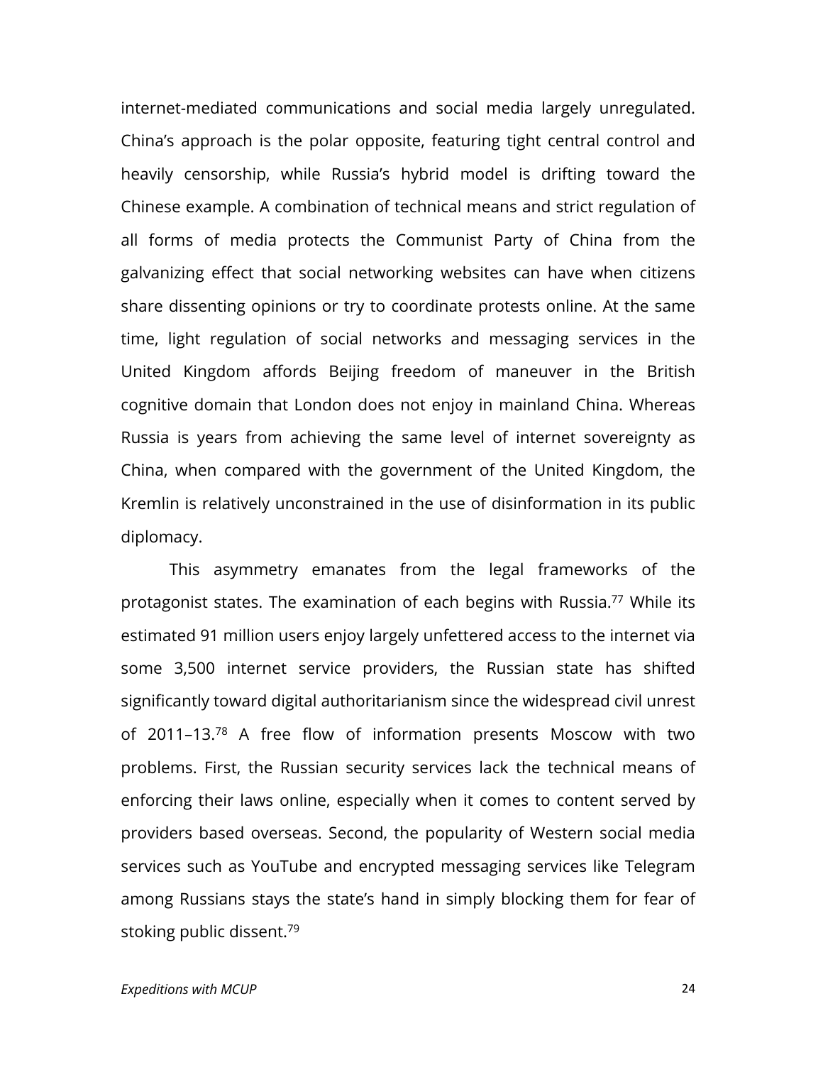internet-mediated communications and social media largely unregulated. China's approach is the polar opposite, featuring tight central control and heavily censorship, while Russia's hybrid model is drifting toward the Chinese example. A combination of technical means and strict regulation of all forms of media protects the Communist Party of China from the galvanizing effect that social networking websites can have when citizens share dissenting opinions or try to coordinate protests online. At the same time, light regulation of social networks and messaging services in the United Kingdom affords Beijing freedom of maneuver in the British cognitive domain that London does not enjoy in mainland China. Whereas Russia is years from achieving the same level of internet sovereignty as China, when compared with the government of the United Kingdom, the Kremlin is relatively unconstrained in the use of disinformation in its public diplomacy.

This asymmetry emanates from the legal frameworks of the protagonist states. The examination of each begins with Russia.[77] While its estimated 91 million users enjoy largely unfettered access to the internet via some 3,500 internet service providers, the Russian state has shifted significantly toward digital authoritarianism since the widespread civil unrest of 2011–13.[78] A free flow of information presents Moscow with two problems. First, the Russian security services lack the technical means of enforcing their laws online, especially when it comes to content served by providers based overseas. Second, the popularity of Western social media services such as YouTube and encrypted messaging services like Telegram among Russians stays the state's hand in simply blocking them for fear of stoking public dissent.[79]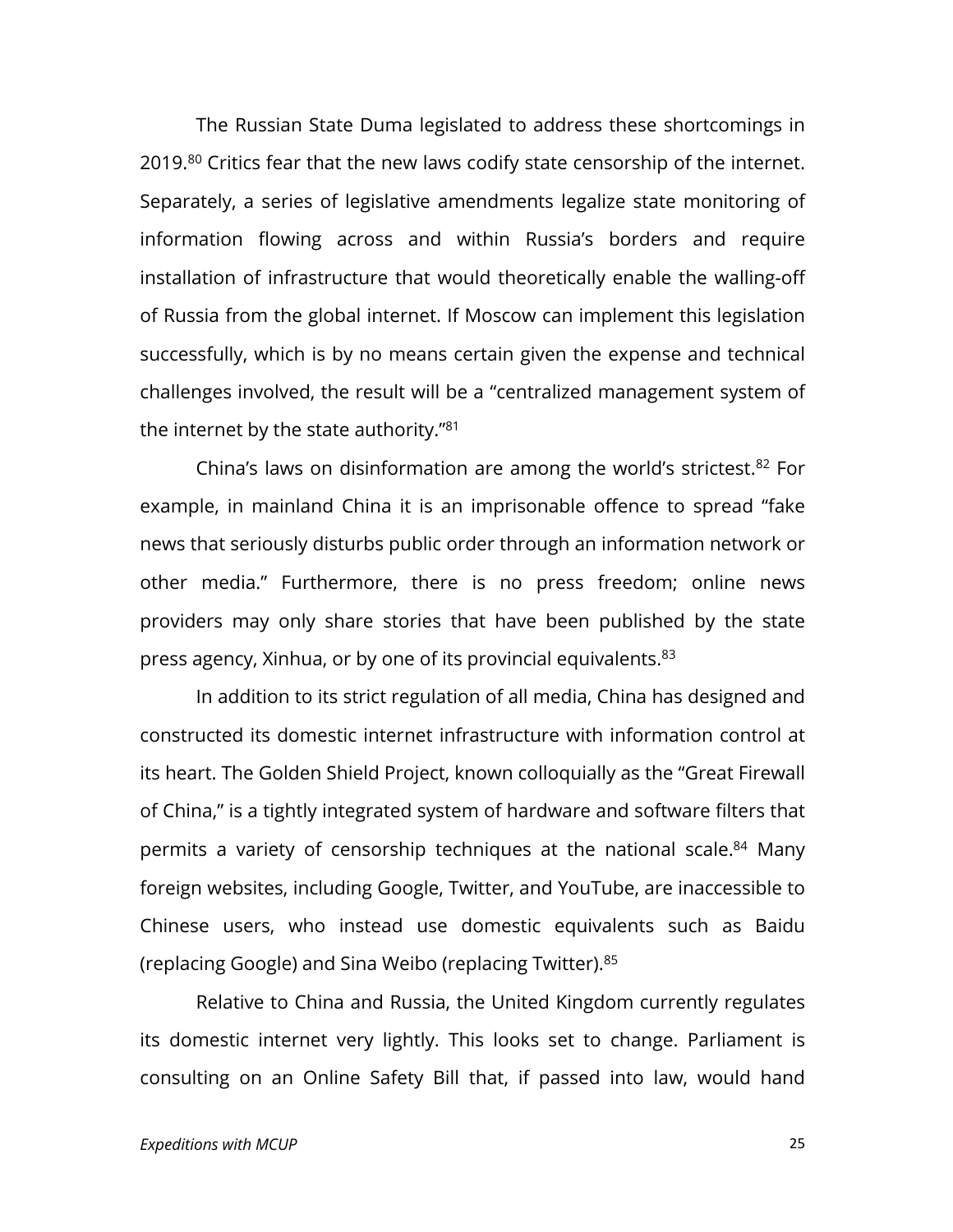The Russian State Duma legislated to address these shortcomings in 2019.[80] Critics fear that the new laws codify state censorship of the internet. Separately, a series of legislative amendments legalize state monitoring of information flowing across and within Russia's borders and require installation of infrastructure that would theoretically enable the walling-off of Russia from the global internet. If Moscow can implement this legislation successfully, which is by no means certain given the expense and technical challenges involved, the result will be a "centralized management system of the internet by the state authority."[81]

China's laws on disinformation are among the world's strictest.[82] For example, in mainland China it is an imprisonable offence to spread "fake news that seriously disturbs public order through an information network or other media." Furthermore, there is no press freedom; online news providers may only share stories that have been published by the state press agency, Xinhua, or by one of its provincial equivalents.[83]

In addition to its strict regulation of all media, China has designed and constructed its domestic internet infrastructure with information control at its heart. The Golden Shield Project, known colloquially as the "Great Firewall of China," is a tightly integrated system of hardware and software filters that permits a variety of censorship techniques at the national scale.[84] Many foreign websites, including Google, Twitter, and YouTube, are inaccessible to Chinese users, who instead use domestic equivalents such as Baidu (replacing Google) and Sina Weibo (replacing Twitter).[85]

Relative to China and Russia, the United Kingdom currently regulates its domestic internet very lightly. This looks set to change. Parliament is consulting on an Online Safety Bill that, if passed into law, would hand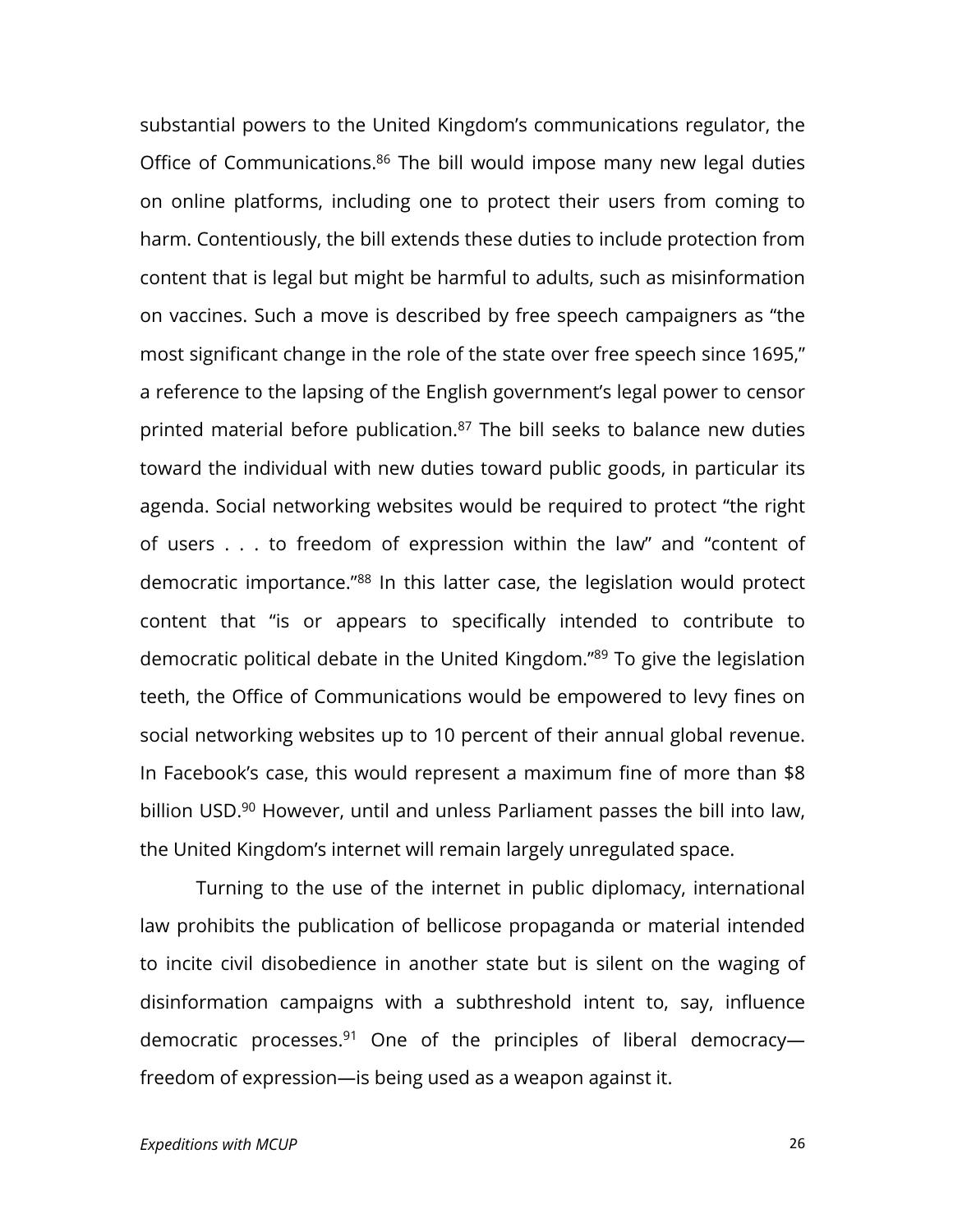substantial powers to the United Kingdom's communications regulator, the Office of Communications.[86] The bill would impose many new legal duties on online platforms, including one to protect their users from coming to harm. Contentiously, the bill extends these duties to include protection from content that is legal but might be harmful to adults, such as misinformation on vaccines. Such a move is described by free speech campaigners as "the most significant change in the role of the state over free speech since 1695," a reference to the lapsing of the English government's legal power to censor printed material before publication.[87] The bill seeks to balance new duties toward the individual with new duties toward public goods, in particular its agenda. Social networking websites would be required to protect "the right of users . . . to freedom of expression within the law" and "content of democratic importance."[88] In this latter case, the legislation would protect content that "is or appears to specifically intended to contribute to democratic political debate in the United Kingdom."[89] To give the legislation teeth, the Office of Communications would be empowered to levy fines on social networking websites up to 10 percent of their annual global revenue. In Facebook's case, this would represent a maximum fine of more than $8 billion USD.[90] However, until and unless Parliament passes the bill into law, the United Kingdom's internet will remain largely unregulated space.

Turning to the use of the internet in public diplomacy, international law prohibits the publication of bellicose propaganda or material intended to incite civil disobedience in another state but is silent on the waging of disinformation campaigns with a subthreshold intent to, say, influence democratic processes.[91] One of the principles of liberal democracy—freedom of expression—is being used as a weapon against it.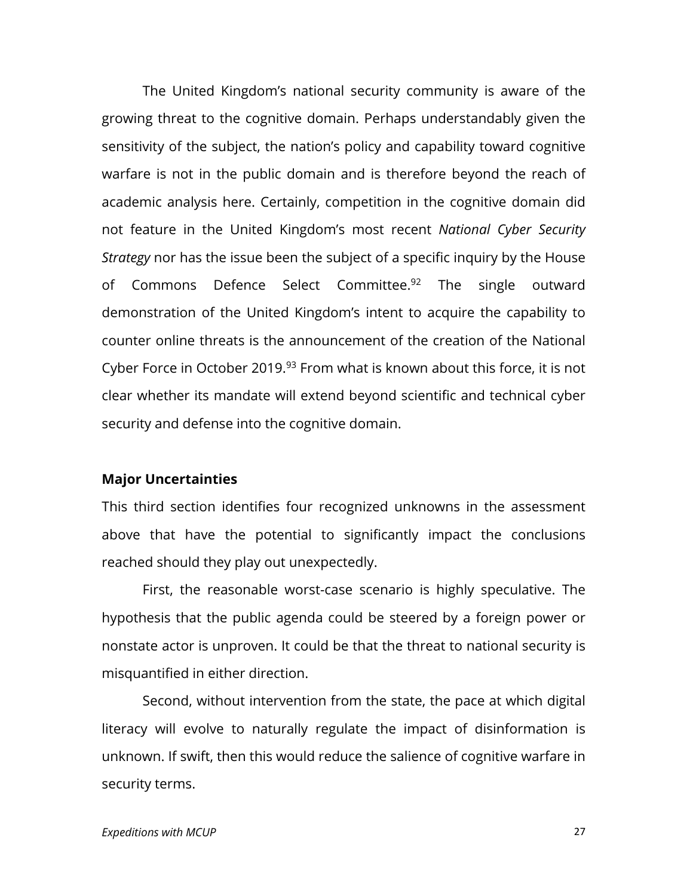The United Kingdom's national security community is aware of the growing threat to the cognitive domain. Perhaps understandably given the sensitivity of the subject, the nation's policy and capability toward cognitive warfare is not in the public domain and is therefore beyond the reach of academic analysis here. Certainly, competition in the cognitive domain did not feature in the United Kingdom's most recent *National Cyber Security Strategy* nor has the issue been the subject of a specific inquiry by the House of Commons Defence Select Committee.[92] The single outward demonstration of the United Kingdom's intent to acquire the capability to counter online threats is the announcement of the creation of the National Cyber Force in October 2019.[93] From what is known about this force, it is not clear whether its mandate will extend beyond scientific and technical cyber security and defense into the cognitive domain.

**Major Uncertainties**

This third section identifies four recognized unknowns in the assessment above that have the potential to significantly impact the conclusions reached should they play out unexpectedly.

First, the reasonable worst-case scenario is highly speculative. The hypothesis that the public agenda could be steered by a foreign power or nonstate actor is unproven. It could be that the threat to national security is misquantified in either direction.

Second, without intervention from the state, the pace at which digital literacy will evolve to naturally regulate the impact of disinformation is unknown. If swift, then this would reduce the salience of cognitive warfare in security terms.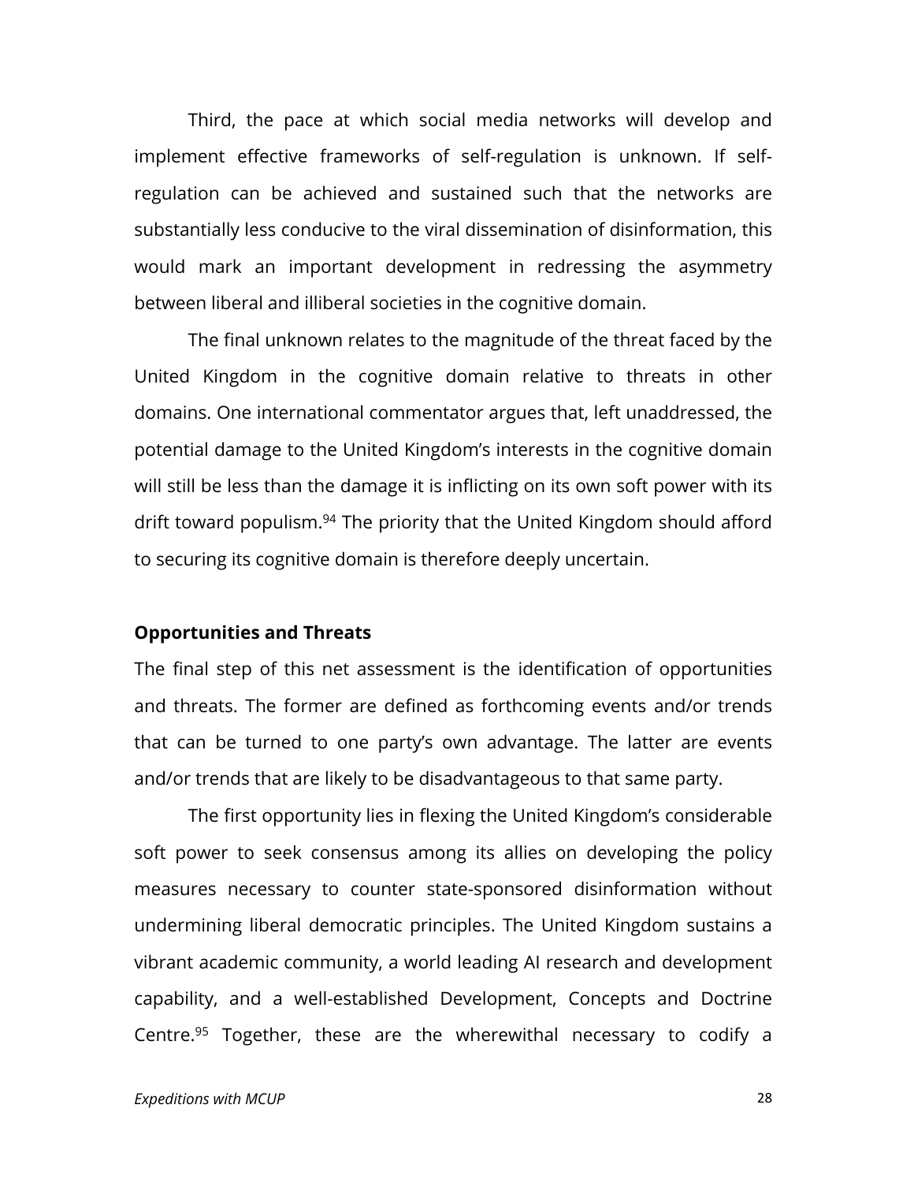Third, the pace at which social media networks will develop and implement effective frameworks of self-regulation is unknown. If self-regulation can be achieved and sustained such that the networks are substantially less conducive to the viral dissemination of disinformation, this would mark an important development in redressing the asymmetry between liberal and illiberal societies in the cognitive domain.

The final unknown relates to the magnitude of the threat faced by the United Kingdom in the cognitive domain relative to threats in other domains. One international commentator argues that, left unaddressed, the potential damage to the United Kingdom's interests in the cognitive domain will still be less than the damage it is inflicting on its own soft power with its drift toward populism.[94] The priority that the United Kingdom should afford to securing its cognitive domain is therefore deeply uncertain.

**Opportunities and Threats**

The final step of this net assessment is the identification of opportunities and threats. The former are defined as forthcoming events and/or trends that can be turned to one party's own advantage. The latter are events and/or trends that are likely to be disadvantageous to that same party.

The first opportunity lies in flexing the United Kingdom's considerable soft power to seek consensus among its allies on developing the policy measures necessary to counter state-sponsored disinformation without undermining liberal democratic principles. The United Kingdom sustains a vibrant academic community, a world leading AI research and development capability, and a well-established Development, Concepts and Doctrine Centre.[95] Together, these are the wherewithal necessary to codify a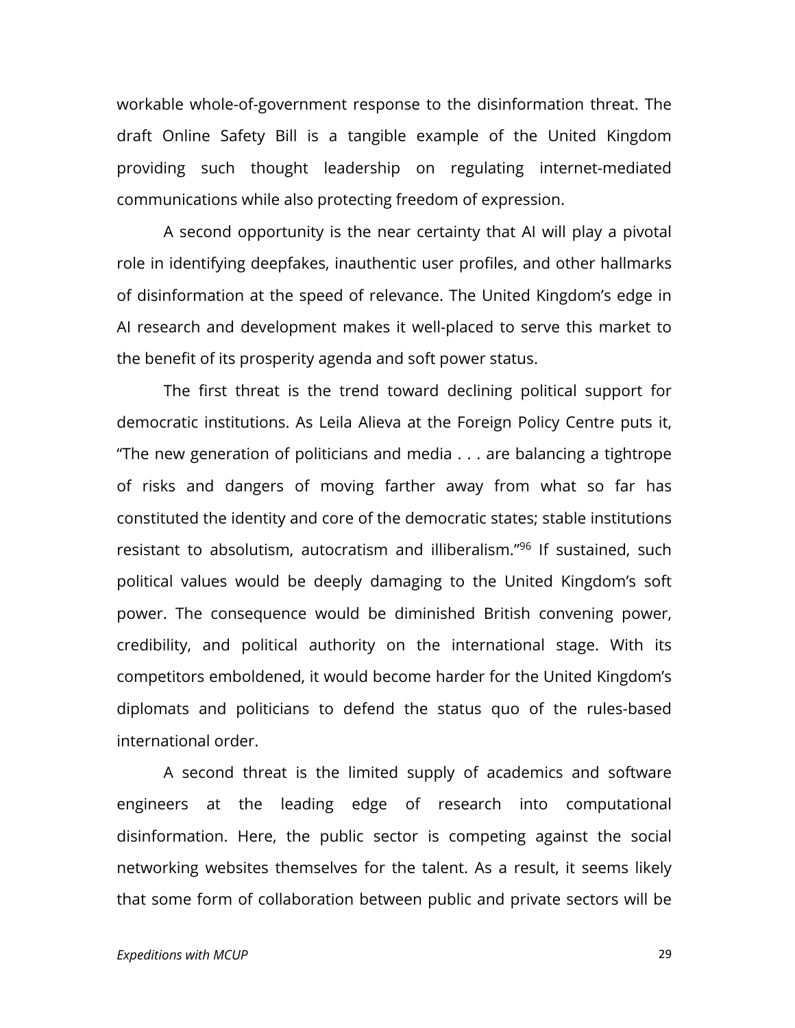workable whole-of-government response to the disinformation threat. The draft Online Safety Bill is a tangible example of the United Kingdom providing such thought leadership on regulating internet-mediated communications while also protecting freedom of expression.

A second opportunity is the near certainty that AI will play a pivotal role in identifying deepfakes, inauthentic user profiles, and other hallmarks of disinformation at the speed of relevance. The United Kingdom's edge in AI research and development makes it well-placed to serve this market to the benefit of its prosperity agenda and soft power status.

The first threat is the trend toward declining political support for democratic institutions. As Leila Alieva at the Foreign Policy Centre puts it, "The new generation of politicians and media . . . are balancing a tightrope of risks and dangers of moving farther away from what so far has constituted the identity and core of the democratic states; stable institutions resistant to absolutism, autocratism and illiberalism."[96] If sustained, such political values would be deeply damaging to the United Kingdom's soft power. The consequence would be diminished British convening power, credibility, and political authority on the international stage. With its competitors emboldened, it would become harder for the United Kingdom's diplomats and politicians to defend the status quo of the rules-based international order.

A second threat is the limited supply of academics and software engineers at the leading edge of research into computational disinformation. Here, the public sector is competing against the social networking websites themselves for the talent. As a result, it seems likely that some form of collaboration between public and private sectors will be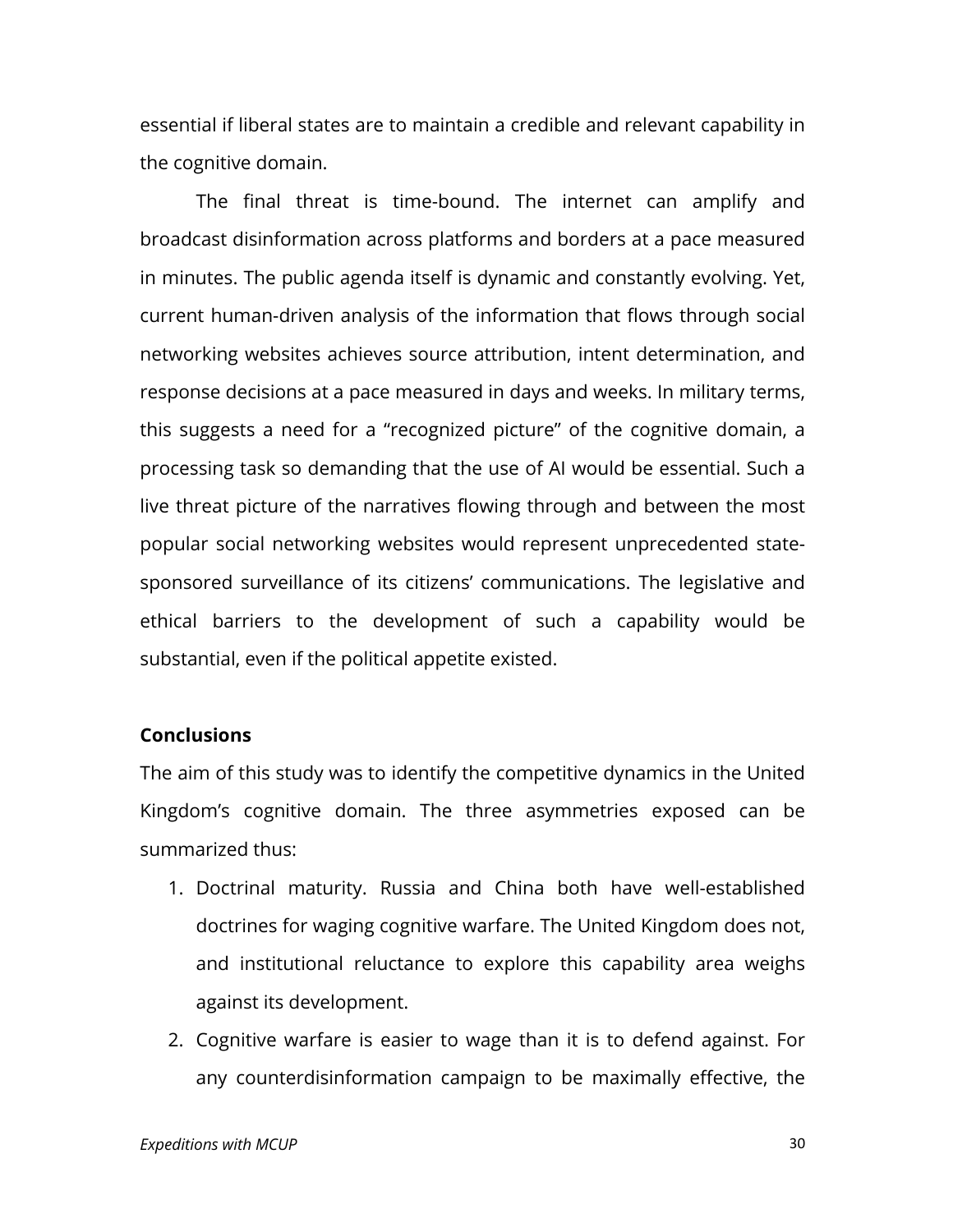essential if liberal states are to maintain a credible and relevant capability in the cognitive domain.

The final threat is time-bound. The internet can amplify and broadcast disinformation across platforms and borders at a pace measured in minutes. The public agenda itself is dynamic and constantly evolving. Yet, current human-driven analysis of the information that flows through social networking websites achieves source attribution, intent determination, and response decisions at a pace measured in days and weeks. In military terms, this suggests a need for a "recognized picture" of the cognitive domain, a processing task so demanding that the use of AI would be essential. Such a live threat picture of the narratives flowing through and between the most popular social networking websites would represent unprecedented state-sponsored surveillance of its citizens' communications. The legislative and ethical barriers to the development of such a capability would be substantial, even if the political appetite existed.

## Conclusions

The aim of this study was to identify the competitive dynamics in the United Kingdom's cognitive domain. The three asymmetries exposed can be summarized thus:

1. Doctrinal maturity. Russia and China both have well-established doctrines for waging cognitive warfare. The United Kingdom does not, and institutional reluctance to explore this capability area weighs against its development.
2. Cognitive warfare is easier to wage than it is to defend against. For any counterdisinformation campaign to be maximally effective, the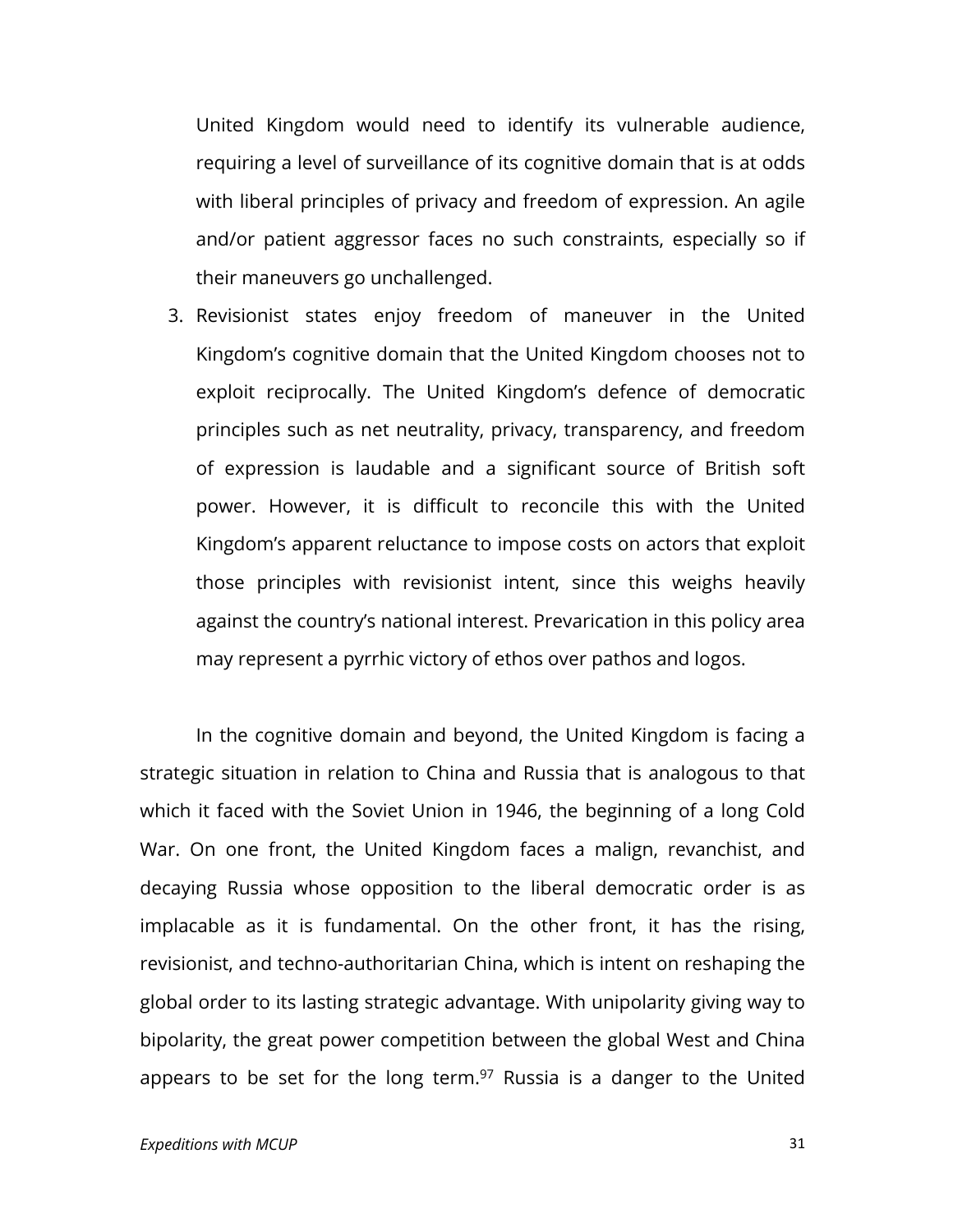United Kingdom would need to identify its vulnerable audience, requiring a level of surveillance of its cognitive domain that is at odds with liberal principles of privacy and freedom of expression. An agile and/or patient aggressor faces no such constraints, especially so if their maneuvers go unchallenged.

3. Revisionist states enjoy freedom of maneuver in the United Kingdom's cognitive domain that the United Kingdom chooses not to exploit reciprocally. The United Kingdom's defence of democratic principles such as net neutrality, privacy, transparency, and freedom of expression is laudable and a significant source of British soft power. However, it is difficult to reconcile this with the United Kingdom's apparent reluctance to impose costs on actors that exploit those principles with revisionist intent, since this weighs heavily against the country's national interest. Prevarication in this policy area may represent a pyrrhic victory of ethos over pathos and logos.

In the cognitive domain and beyond, the United Kingdom is facing a strategic situation in relation to China and Russia that is analogous to that which it faced with the Soviet Union in 1946, the beginning of a long Cold War. On one front, the United Kingdom faces a malign, revanchist, and decaying Russia whose opposition to the liberal democratic order is as implacable as it is fundamental. On the other front, it has the rising, revisionist, and techno-authoritarian China, which is intent on reshaping the global order to its lasting strategic advantage. With unipolarity giving way to bipolarity, the great power competition between the global West and China appears to be set for the long term.[97] Russia is a danger to the United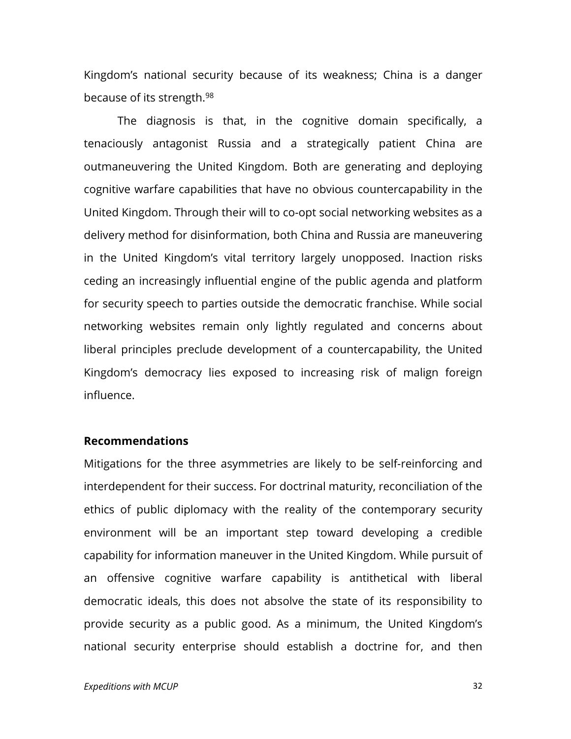Kingdom's national security because of its weakness; China is a danger because of its strength.[98]

The diagnosis is that, in the cognitive domain specifically, a tenaciously antagonist Russia and a strategically patient China are outmaneuvering the United Kingdom. Both are generating and deploying cognitive warfare capabilities that have no obvious countercapability in the United Kingdom. Through their will to co-opt social networking websites as a delivery method for disinformation, both China and Russia are maneuvering in the United Kingdom's vital territory largely unopposed. Inaction risks ceding an increasingly influential engine of the public agenda and platform for security speech to parties outside the democratic franchise. While social networking websites remain only lightly regulated and concerns about liberal principles preclude development of a countercapability, the United Kingdom's democracy lies exposed to increasing risk of malign foreign influence.

**Recommendations**

Mitigations for the three asymmetries are likely to be self-reinforcing and interdependent for their success. For doctrinal maturity, reconciliation of the ethics of public diplomacy with the reality of the contemporary security environment will be an important step toward developing a credible capability for information maneuver in the United Kingdom. While pursuit of an offensive cognitive warfare capability is antithetical with liberal democratic ideals, this does not absolve the state of its responsibility to provide security as a public good. As a minimum, the United Kingdom's national security enterprise should establish a doctrine for, and then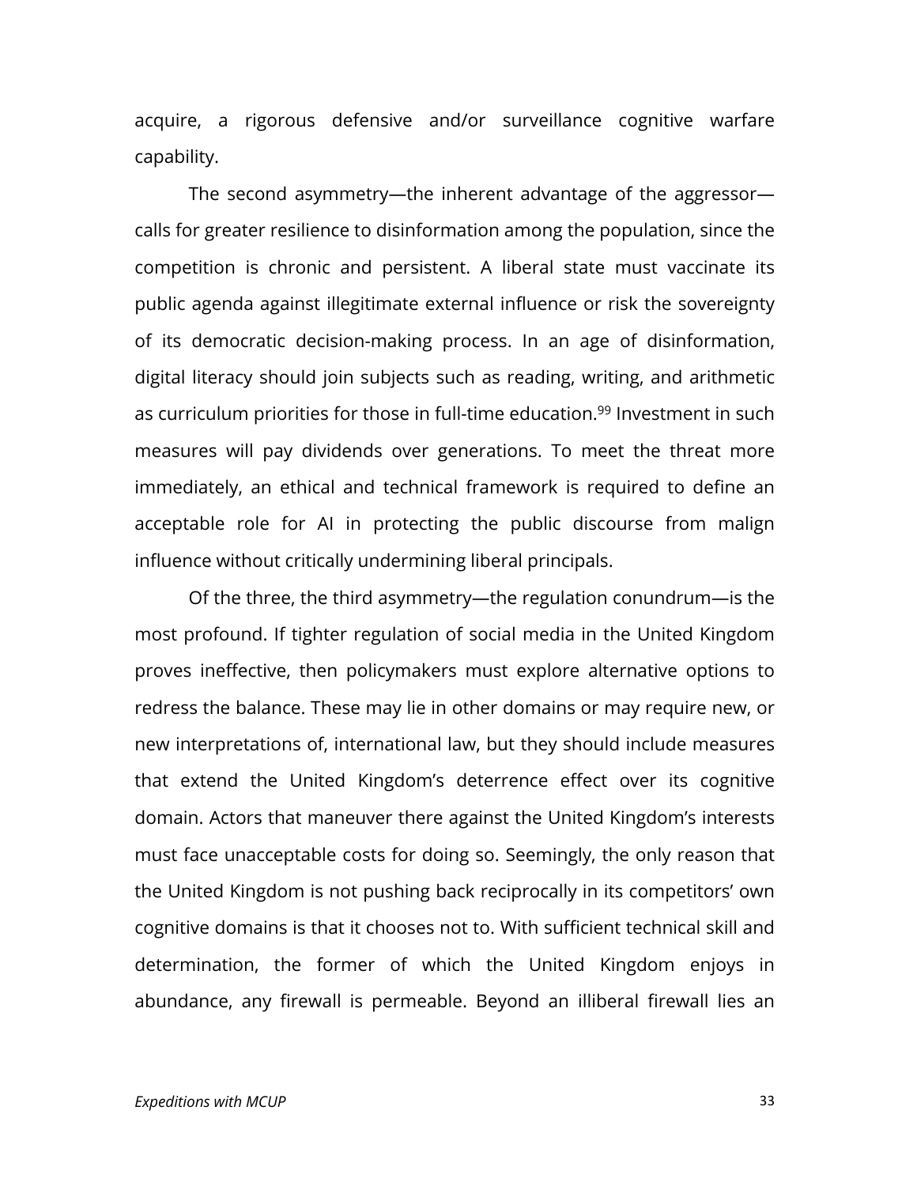acquire, a rigorous defensive and/or surveillance cognitive warfare capability.

The second asymmetry—the inherent advantage of the aggressor—calls for greater resilience to disinformation among the population, since the competition is chronic and persistent. A liberal state must vaccinate its public agenda against illegitimate external influence or risk the sovereignty of its democratic decision-making process. In an age of disinformation, digital literacy should join subjects such as reading, writing, and arithmetic as curriculum priorities for those in full-time education.[99] Investment in such measures will pay dividends over generations. To meet the threat more immediately, an ethical and technical framework is required to define an acceptable role for AI in protecting the public discourse from malign influence without critically undermining liberal principals.

Of the three, the third asymmetry—the regulation conundrum—is the most profound. If tighter regulation of social media in the United Kingdom proves ineffective, then policymakers must explore alternative options to redress the balance. These may lie in other domains or may require new, or new interpretations of, international law, but they should include measures that extend the United Kingdom's deterrence effect over its cognitive domain. Actors that maneuver there against the United Kingdom's interests must face unacceptable costs for doing so. Seemingly, the only reason that the United Kingdom is not pushing back reciprocally in its competitors' own cognitive domains is that it chooses not to. With sufficient technical skill and determination, the former of which the United Kingdom enjoys in abundance, any firewall is permeable. Beyond an illiberal firewall lies an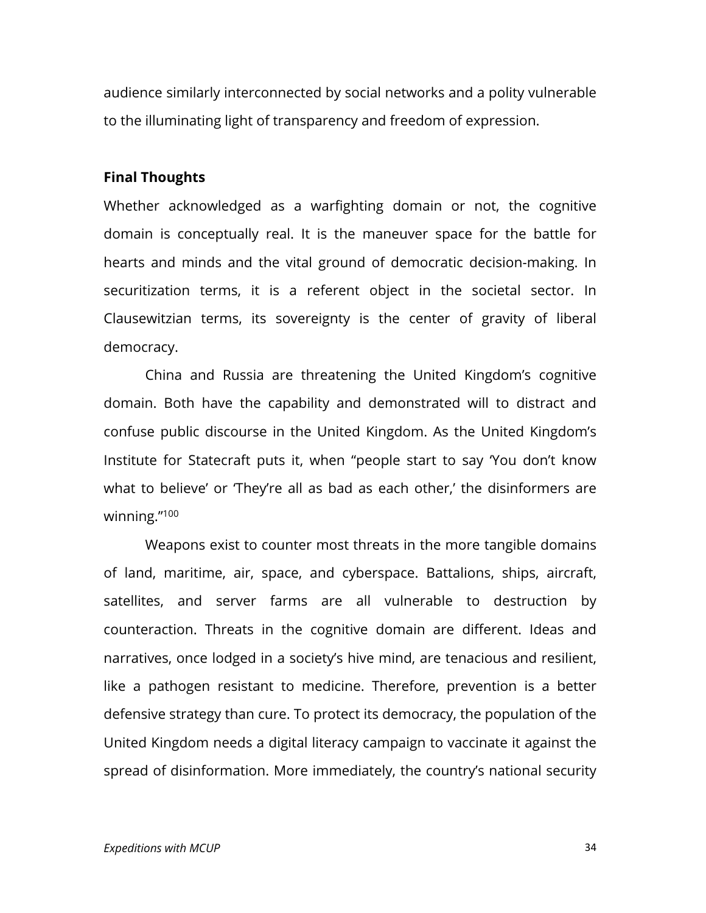audience similarly interconnected by social networks and a polity vulnerable to the illuminating light of transparency and freedom of expression.

### Final Thoughts

Whether acknowledged as a warfighting domain or not, the cognitive domain is conceptually real. It is the maneuver space for the battle for hearts and minds and the vital ground of democratic decision-making. In securitization terms, it is a referent object in the societal sector. In Clausewitzian terms, its sovereignty is the center of gravity of liberal democracy.

China and Russia are threatening the United Kingdom's cognitive domain. Both have the capability and demonstrated will to distract and confuse public discourse in the United Kingdom. As the United Kingdom's Institute for Statecraft puts it, when "people start to say 'You don't know what to believe' or 'They're all as bad as each other,' the disinformers are winning."[100]

Weapons exist to counter most threats in the more tangible domains of land, maritime, air, space, and cyberspace. Battalions, ships, aircraft, satellites, and server farms are all vulnerable to destruction by counteraction. Threats in the cognitive domain are different. Ideas and narratives, once lodged in a society's hive mind, are tenacious and resilient, like a pathogen resistant to medicine. Therefore, prevention is a better defensive strategy than cure. To protect its democracy, the population of the United Kingdom needs a digital literacy campaign to vaccinate it against the spread of disinformation. More immediately, the country's national security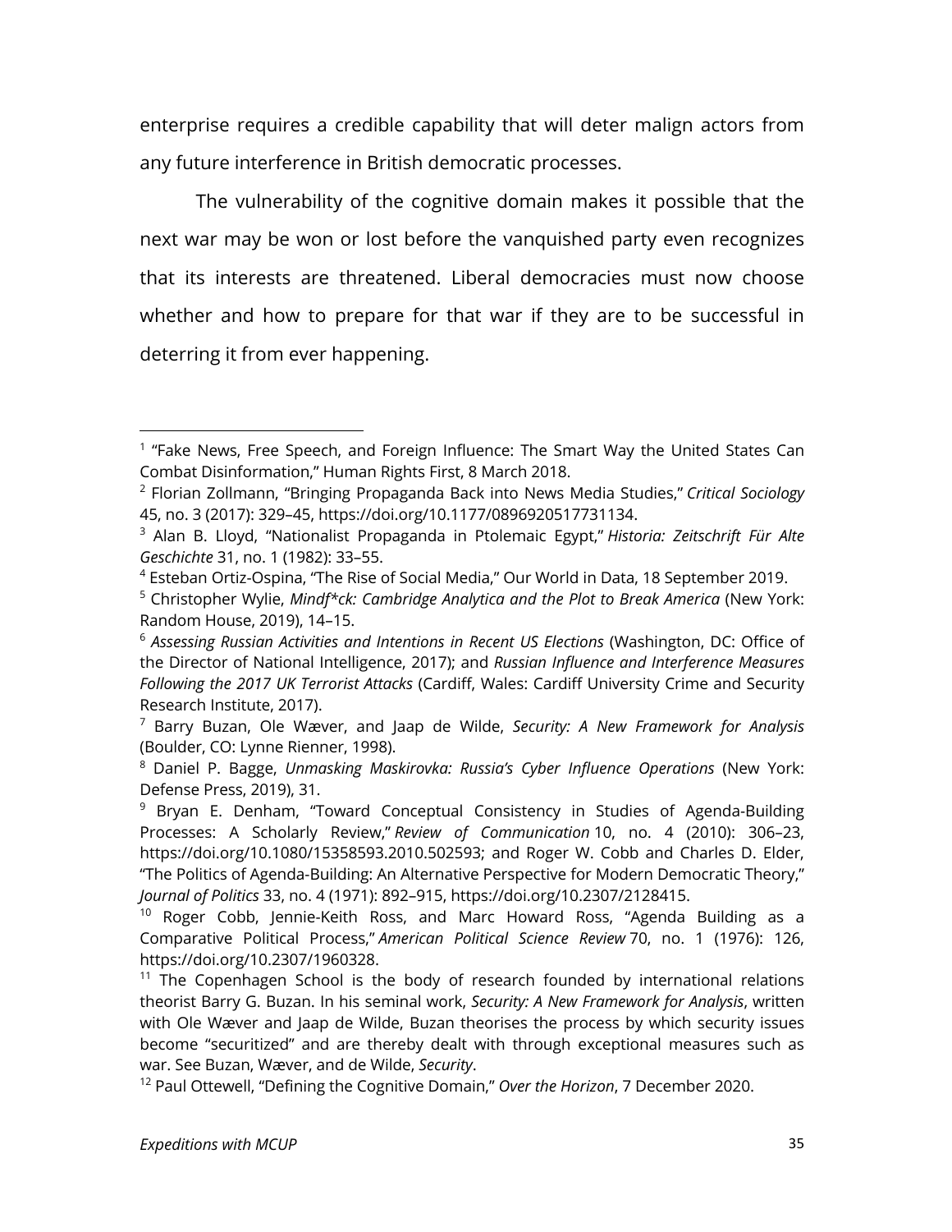enterprise requires a credible capability that will deter malign actors from any future interference in British democratic processes.

The vulnerability of the cognitive domain makes it possible that the next war may be won or lost before the vanquished party even recognizes that its interests are threatened. Liberal democracies must now choose whether and how to prepare for that war if they are to be successful in deterring it from ever happening.

---

[1] "Fake News, Free Speech, and Foreign Influence: The Smart Way the United States Can Combat Disinformation," Human Rights First, 8 March 2018.

[2] Florian Zollmann, "Bringing Propaganda Back into News Media Studies," *Critical Sociology* 45, no. 3 (2017): 329–45, https://doi.org/10.1177/0896920517731134.

[3] Alan B. Lloyd, "Nationalist Propaganda in Ptolemaic Egypt," *Historia: Zeitschrift Für Alte Geschichte* 31, no. 1 (1982): 33–55.

[4] Esteban Ortiz-Ospina, "The Rise of Social Media," Our World in Data, 18 September 2019.

[5] Christopher Wylie, *Mindf*ck: Cambridge Analytica and the Plot to Break America* (New York: Random House, 2019), 14–15.

[6] *Assessing Russian Activities and Intentions in Recent US Elections* (Washington, DC: Office of the Director of National Intelligence, 2017); and *Russian Influence and Interference Measures Following the 2017 UK Terrorist Attacks* (Cardiff, Wales: Cardiff University Crime and Security Research Institute, 2017).

[7] Barry Buzan, Ole Wæver, and Jaap de Wilde, *Security: A New Framework for Analysis* (Boulder, CO: Lynne Rienner, 1998).

[8] Daniel P. Bagge, *Unmasking Maskirovka: Russia's Cyber Influence Operations* (New York: Defense Press, 2019), 31.

[9] Bryan E. Denham, "Toward Conceptual Consistency in Studies of Agenda-Building Processes: A Scholarly Review," *Review of Communication* 10, no. 4 (2010): 306–23, https://doi.org/10.1080/15358593.2010.502593; and Roger W. Cobb and Charles D. Elder, "The Politics of Agenda-Building: An Alternative Perspective for Modern Democratic Theory," *Journal of Politics* 33, no. 4 (1971): 892–915, https://doi.org/10.2307/2128415.

[10] Roger Cobb, Jennie-Keith Ross, and Marc Howard Ross, "Agenda Building as a Comparative Political Process," *American Political Science Review* 70, no. 1 (1976): 126, https://doi.org/10.2307/1960328.

[11] The Copenhagen School is the body of research founded by international relations theorist Barry G. Buzan. In his seminal work, *Security: A New Framework for Analysis*, written with Ole Wæver and Jaap de Wilde, Buzan theorises the process by which security issues become "securitized" and are thereby dealt with through exceptional measures such as war. See Buzan, Wæver, and de Wilde, *Security*.

[12] Paul Ottewell, "Defining the Cognitive Domain," *Over the Horizon*, 7 December 2020.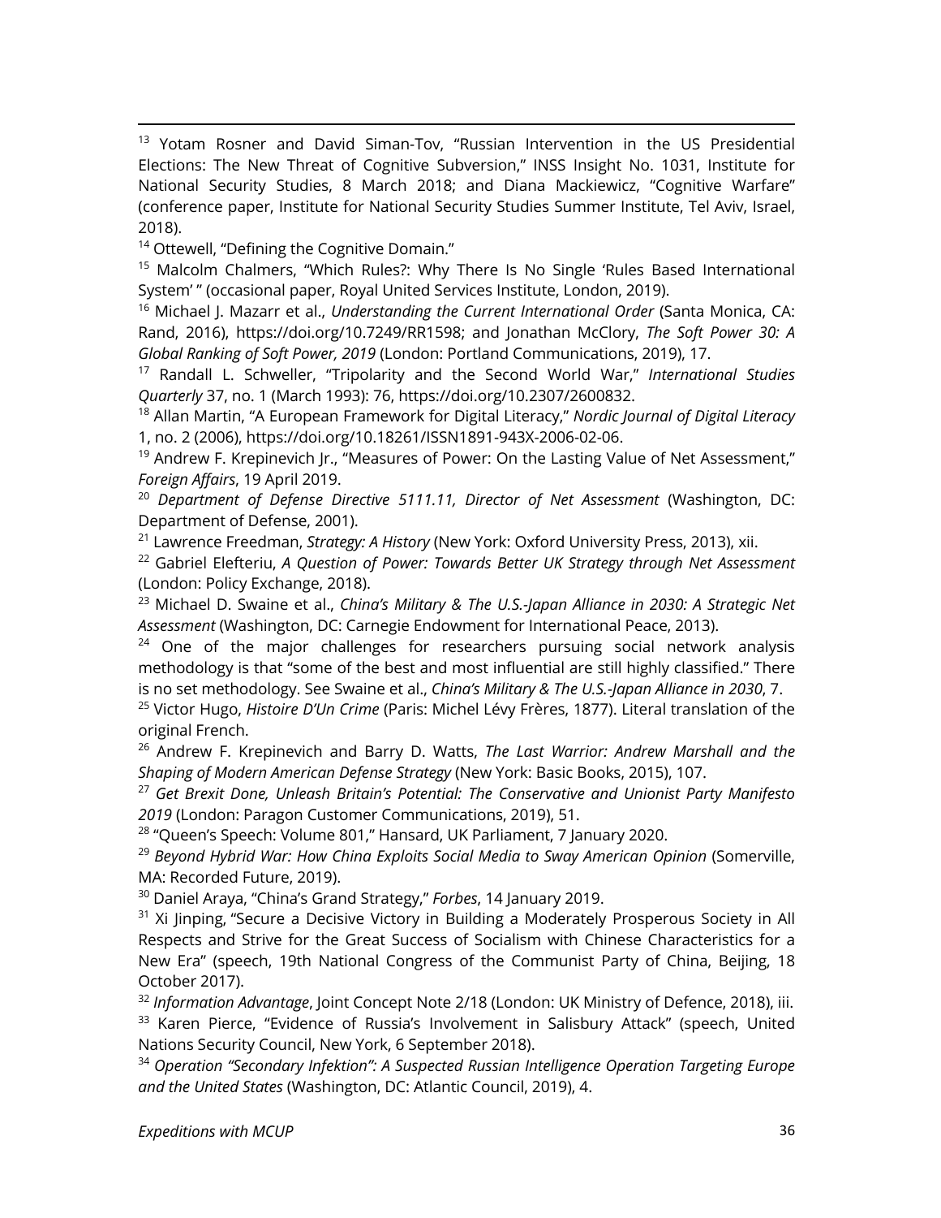[13] Yotam Rosner and David Siman-Tov, "Russian Intervention in the US Presidential Elections: The New Threat of Cognitive Subversion," INSS Insight No. 1031, Institute for National Security Studies, 8 March 2018; and Diana Mackiewicz, "Cognitive Warfare" (conference paper, Institute for National Security Studies Summer Institute, Tel Aviv, Israel, 2018).

[14] Ottewell, "Defining the Cognitive Domain."

[15] Malcolm Chalmers, "Which Rules?: Why There Is No Single 'Rules Based International System' " (occasional paper, Royal United Services Institute, London, 2019).

[16] Michael J. Mazarr et al., *Understanding the Current International Order* (Santa Monica, CA: Rand, 2016), https://doi.org/10.7249/RR1598; and Jonathan McClory, *The Soft Power 30: A Global Ranking of Soft Power, 2019* (London: Portland Communications, 2019), 17.

[17] Randall L. Schweller, "Tripolarity and the Second World War," *International Studies Quarterly* 37, no. 1 (March 1993): 76, https://doi.org/10.2307/2600832.

[18] Allan Martin, "A European Framework for Digital Literacy," *Nordic Journal of Digital Literacy* 1, no. 2 (2006), https://doi.org/10.18261/ISSN1891-943X-2006-02-06.

[19] Andrew F. Krepinevich Jr., "Measures of Power: On the Lasting Value of Net Assessment," *Foreign Affairs*, 19 April 2019.

[20] *Department of Defense Directive 5111.11, Director of Net Assessment* (Washington, DC: Department of Defense, 2001).

[21] Lawrence Freedman, *Strategy: A History* (New York: Oxford University Press, 2013), xii.

[22] Gabriel Elefteriu, *A Question of Power: Towards Better UK Strategy through Net Assessment* (London: Policy Exchange, 2018).

[23] Michael D. Swaine et al., *China's Military & The U.S.-Japan Alliance in 2030: A Strategic Net Assessment* (Washington, DC: Carnegie Endowment for International Peace, 2013).

[24] One of the major challenges for researchers pursuing social network analysis methodology is that "some of the best and most influential are still highly classified." There is no set methodology. See Swaine et al., *China's Military & The U.S.-Japan Alliance in 2030*, 7.

[25] Victor Hugo, *Histoire D'Un Crime* (Paris: Michel Lévy Frères, 1877). Literal translation of the original French.

[26] Andrew F. Krepinevich and Barry D. Watts, *The Last Warrior: Andrew Marshall and the Shaping of Modern American Defense Strategy* (New York: Basic Books, 2015), 107.

[27] *Get Brexit Done, Unleash Britain's Potential: The Conservative and Unionist Party Manifesto 2019* (London: Paragon Customer Communications, 2019), 51.

[28] "Queen's Speech: Volume 801," Hansard, UK Parliament, 7 January 2020.

[29] *Beyond Hybrid War: How China Exploits Social Media to Sway American Opinion* (Somerville, MA: Recorded Future, 2019).

[30] Daniel Araya, "China's Grand Strategy," *Forbes*, 14 January 2019.

[31] Xi Jinping, "Secure a Decisive Victory in Building a Moderately Prosperous Society in All Respects and Strive for the Great Success of Socialism with Chinese Characteristics for a New Era" (speech, 19th National Congress of the Communist Party of China, Beijing, 18 October 2017).

[32] *Information Advantage*, Joint Concept Note 2/18 (London: UK Ministry of Defence, 2018), iii.

[33] Karen Pierce, "Evidence of Russia's Involvement in Salisbury Attack" (speech, United Nations Security Council, New York, 6 September 2018).

[34] *Operation "Secondary Infektion": A Suspected Russian Intelligence Operation Targeting Europe and the United States* (Washington, DC: Atlantic Council, 2019), 4.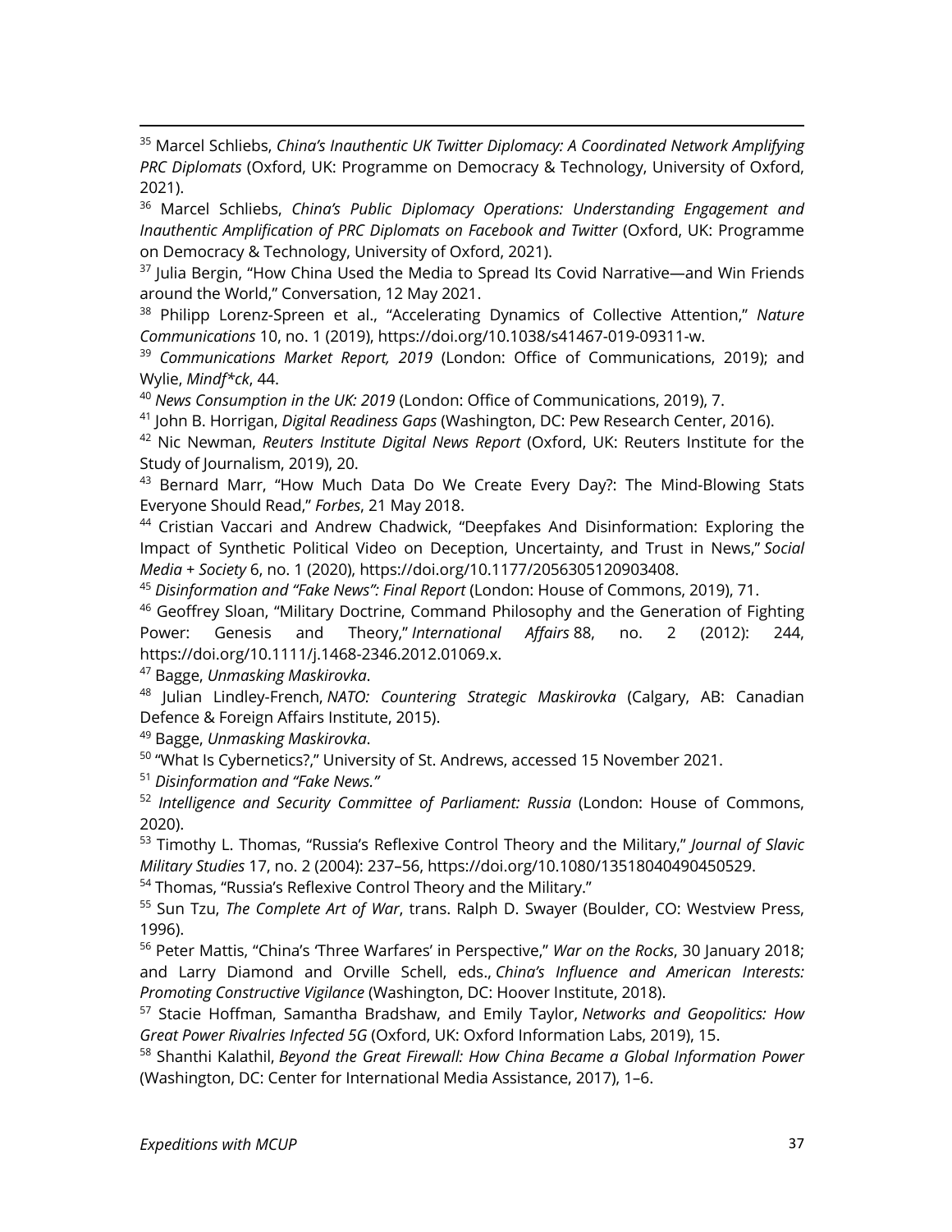[35] Marcel Schliebs, *China's Inauthentic UK Twitter Diplomacy: A Coordinated Network Amplifying PRC Diplomats* (Oxford, UK: Programme on Democracy & Technology, University of Oxford, 2021).

[36] Marcel Schliebs, *China's Public Diplomacy Operations: Understanding Engagement and Inauthentic Amplification of PRC Diplomats on Facebook and Twitter* (Oxford, UK: Programme on Democracy & Technology, University of Oxford, 2021).

[37] Julia Bergin, "How China Used the Media to Spread Its Covid Narrative—and Win Friends around the World," Conversation, 12 May 2021.

[38] Philipp Lorenz-Spreen et al., "Accelerating Dynamics of Collective Attention," *Nature Communications* 10, no. 1 (2019), https://doi.org/10.1038/s41467-019-09311-w.

[39] *Communications Market Report, 2019* (London: Office of Communications, 2019); and Wylie, *Mindf*ck*, 44.

[40] *News Consumption in the UK: 2019* (London: Office of Communications, 2019), 7.

[41] John B. Horrigan, *Digital Readiness Gaps* (Washington, DC: Pew Research Center, 2016).

[42] Nic Newman, *Reuters Institute Digital News Report* (Oxford, UK: Reuters Institute for the Study of Journalism, 2019), 20.

[43] Bernard Marr, "How Much Data Do We Create Every Day?: The Mind-Blowing Stats Everyone Should Read," *Forbes*, 21 May 2018.

[44] Cristian Vaccari and Andrew Chadwick, "Deepfakes And Disinformation: Exploring the Impact of Synthetic Political Video on Deception, Uncertainty, and Trust in News," *Social Media + Society* 6, no. 1 (2020), https://doi.org/10.1177/2056305120903408.

[45] *Disinformation and "Fake News": Final Report* (London: House of Commons, 2019), 71.

[46] Geoffrey Sloan, "Military Doctrine, Command Philosophy and the Generation of Fighting Power: Genesis and Theory," *International Affairs* 88, no. 2 (2012): 244, https://doi.org/10.1111/j.1468-2346.2012.01069.x.

[47] Bagge, *Unmasking Maskirovka*.

[48] Julian Lindley-French, *NATO: Countering Strategic Maskirovka* (Calgary, AB: Canadian Defence & Foreign Affairs Institute, 2015).

[49] Bagge, *Unmasking Maskirovka*.

[50] "What Is Cybernetics?," University of St. Andrews, accessed 15 November 2021.

[51] *Disinformation and "Fake News."*

[52] *Intelligence and Security Committee of Parliament: Russia* (London: House of Commons, 2020).

[53] Timothy L. Thomas, "Russia's Reflexive Control Theory and the Military," *Journal of Slavic Military Studies* 17, no. 2 (2004): 237–56, https://doi.org/10.1080/13518040490450529.

[54] Thomas, "Russia's Reflexive Control Theory and the Military."

[55] Sun Tzu, *The Complete Art of War*, trans. Ralph D. Swayer (Boulder, CO: Westview Press, 1996).

[56] Peter Mattis, "China's 'Three Warfares' in Perspective," *War on the Rocks*, 30 January 2018; and Larry Diamond and Orville Schell, eds., *China's Influence and American Interests: Promoting Constructive Vigilance* (Washington, DC: Hoover Institute, 2018).

[57] Stacie Hoffman, Samantha Bradshaw, and Emily Taylor, *Networks and Geopolitics: How Great Power Rivalries Infected 5G* (Oxford, UK: Oxford Information Labs, 2019), 15.

[58] Shanthi Kalathil, *Beyond the Great Firewall: How China Became a Global Information Power* (Washington, DC: Center for International Media Assistance, 2017), 1–6.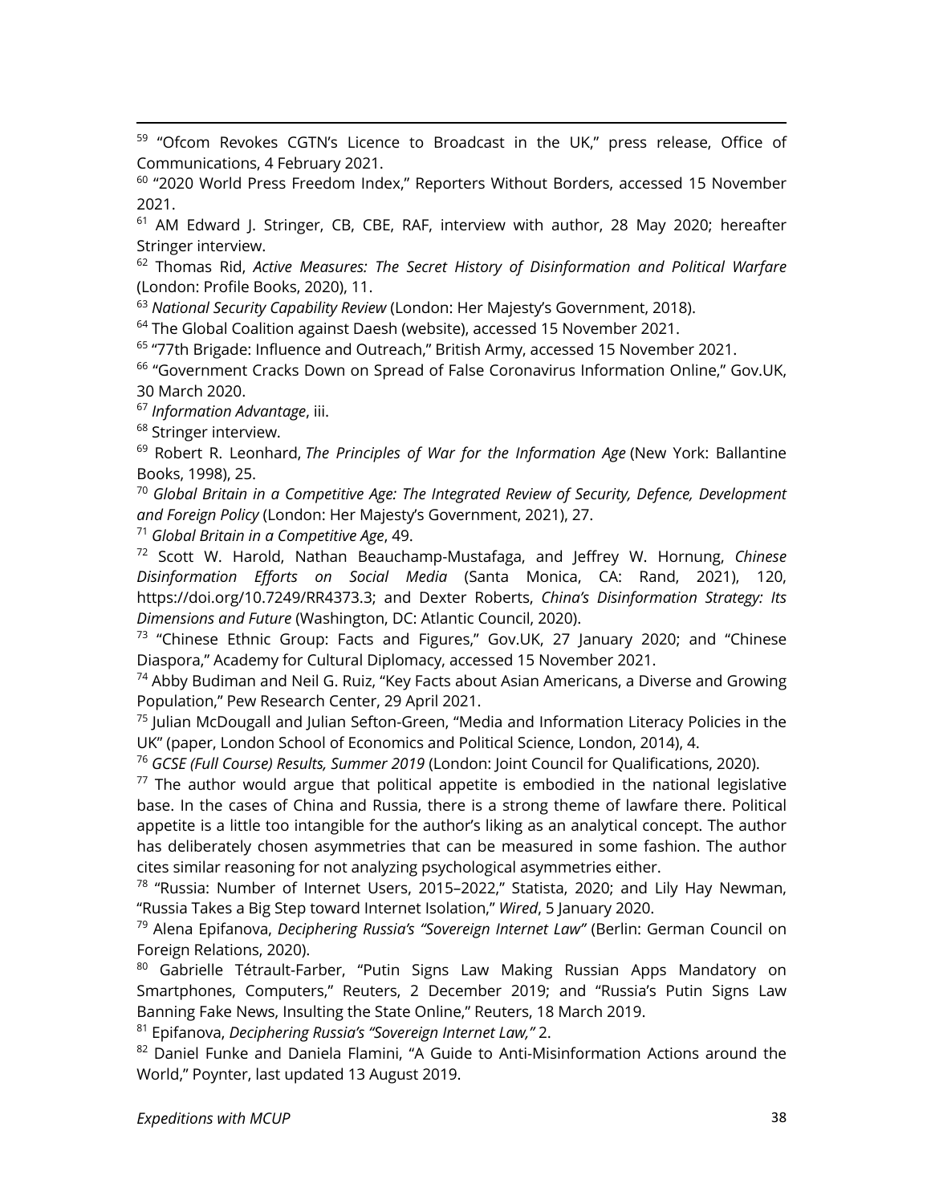[59] "Ofcom Revokes CGTN's Licence to Broadcast in the UK," press release, Office of Communications, 4 February 2021.

[60] "2020 World Press Freedom Index," Reporters Without Borders, accessed 15 November 2021.

[61] AM Edward J. Stringer, CB, CBE, RAF, interview with author, 28 May 2020; hereafter Stringer interview.

[62] Thomas Rid, *Active Measures: The Secret History of Disinformation and Political Warfare* (London: Profile Books, 2020), 11.

[63] *National Security Capability Review* (London: Her Majesty's Government, 2018).

[64] The Global Coalition against Daesh (website), accessed 15 November 2021.

[65] "77th Brigade: Influence and Outreach," British Army, accessed 15 November 2021.

[66] "Government Cracks Down on Spread of False Coronavirus Information Online," Gov.UK, 30 March 2020.

[67] *Information Advantage*, iii.

[68] Stringer interview.

[69] Robert R. Leonhard, *The Principles of War for the Information Age* (New York: Ballantine Books, 1998), 25.

[70] *Global Britain in a Competitive Age: The Integrated Review of Security, Defence, Development and Foreign Policy* (London: Her Majesty's Government, 2021), 27.

[71] *Global Britain in a Competitive Age*, 49.

[72] Scott W. Harold, Nathan Beauchamp-Mustafaga, and Jeffrey W. Hornung, *Chinese Disinformation Efforts on Social Media* (Santa Monica, CA: Rand, 2021), 120, https://doi.org/10.7249/RR4373.3; and Dexter Roberts, *China's Disinformation Strategy: Its Dimensions and Future* (Washington, DC: Atlantic Council, 2020).

[73] "Chinese Ethnic Group: Facts and Figures," Gov.UK, 27 January 2020; and "Chinese Diaspora," Academy for Cultural Diplomacy, accessed 15 November 2021.

[74] Abby Budiman and Neil G. Ruiz, "Key Facts about Asian Americans, a Diverse and Growing Population," Pew Research Center, 29 April 2021.

[75] Julian McDougall and Julian Sefton-Green, "Media and Information Literacy Policies in the UK" (paper, London School of Economics and Political Science, London, 2014), 4.

[76] *GCSE (Full Course) Results, Summer 2019* (London: Joint Council for Qualifications, 2020).

[77] The author would argue that political appetite is embodied in the national legislative base. In the cases of China and Russia, there is a strong theme of lawfare there. Political appetite is a little too intangible for the author's liking as an analytical concept. The author has deliberately chosen asymmetries that can be measured in some fashion. The author cites similar reasoning for not analyzing psychological asymmetries either.

[78] "Russia: Number of Internet Users, 2015–2022," Statista, 2020; and Lily Hay Newman, "Russia Takes a Big Step toward Internet Isolation," *Wired*, 5 January 2020.

[79] Alena Epifanova, *Deciphering Russia's "Sovereign Internet Law"* (Berlin: German Council on Foreign Relations, 2020).

[80] Gabrielle Tétrault-Farber, "Putin Signs Law Making Russian Apps Mandatory on Smartphones, Computers," Reuters, 2 December 2019; and "Russia's Putin Signs Law Banning Fake News, Insulting the State Online," Reuters, 18 March 2019.

[81] Epifanova, *Deciphering Russia's "Sovereign Internet Law,"* 2.

[82] Daniel Funke and Daniela Flamini, "A Guide to Anti-Misinformation Actions around the World," Poynter, last updated 13 August 2019.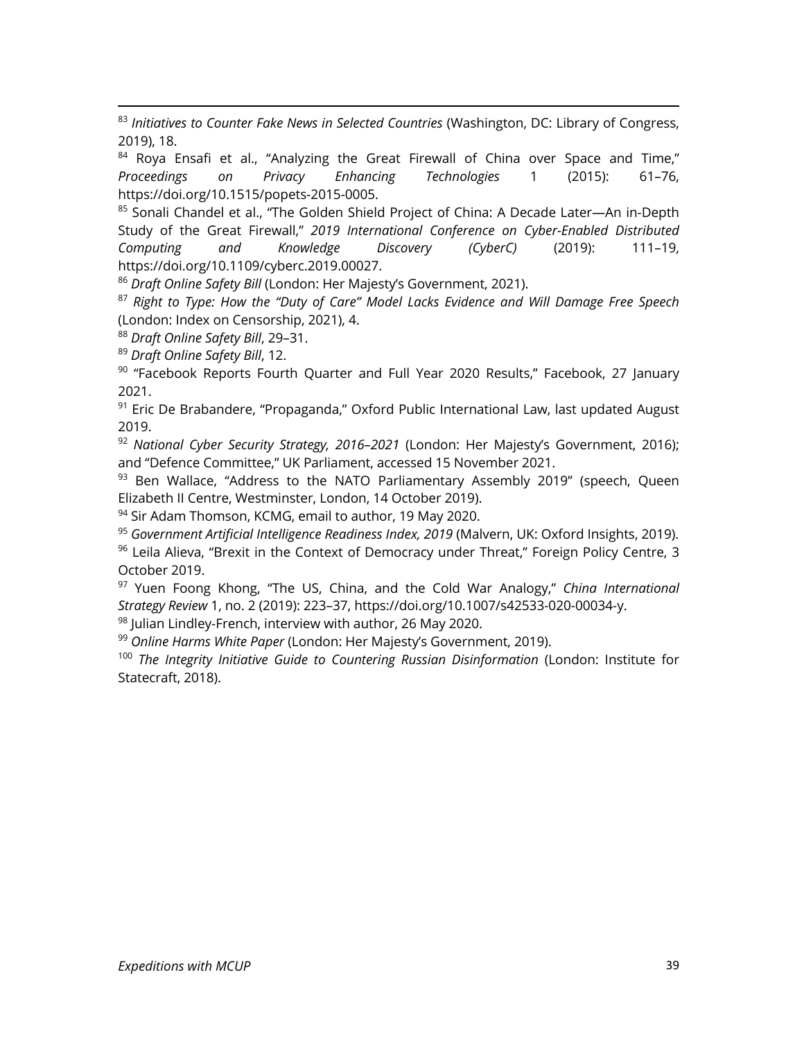[83] *Initiatives to Counter Fake News in Selected Countries* (Washington, DC: Library of Congress, 2019), 18.

[84] Roya Ensafi et al., "Analyzing the Great Firewall of China over Space and Time," *Proceedings on Privacy Enhancing Technologies* 1 (2015): 61–76, https://doi.org/10.1515/popets-2015-0005.

[85] Sonali Chandel et al., "The Golden Shield Project of China: A Decade Later—An in-Depth Study of the Great Firewall," *2019 International Conference on Cyber-Enabled Distributed Computing and Knowledge Discovery (CyberC)* (2019): 111–19, https://doi.org/10.1109/cyberc.2019.00027.

[86] *Draft Online Safety Bill* (London: Her Majesty's Government, 2021).

[87] *Right to Type: How the "Duty of Care" Model Lacks Evidence and Will Damage Free Speech* (London: Index on Censorship, 2021), 4.

[88] *Draft Online Safety Bill*, 29–31.

[89] *Draft Online Safety Bill*, 12.

[90] "Facebook Reports Fourth Quarter and Full Year 2020 Results," Facebook, 27 January 2021.

[91] Eric De Brabandere, "Propaganda," Oxford Public International Law, last updated August 2019.

[92] *National Cyber Security Strategy, 2016–2021* (London: Her Majesty's Government, 2016); and "Defence Committee," UK Parliament, accessed 15 November 2021.

[93] Ben Wallace, "Address to the NATO Parliamentary Assembly 2019" (speech, Queen Elizabeth II Centre, Westminster, London, 14 October 2019).

[94] Sir Adam Thomson, KCMG, email to author, 19 May 2020.

[95] *Government Artificial Intelligence Readiness Index, 2019* (Malvern, UK: Oxford Insights, 2019).

[96] Leila Alieva, "Brexit in the Context of Democracy under Threat," Foreign Policy Centre, 3 October 2019.

[97] Yuen Foong Khong, "The US, China, and the Cold War Analogy," *China International Strategy Review* 1, no. 2 (2019): 223–37, https://doi.org/10.1007/s42533-020-00034-y.

[98] Julian Lindley-French, interview with author, 26 May 2020.

[99] *Online Harms White Paper* (London: Her Majesty's Government, 2019).

[100] *The Integrity Initiative Guide to Countering Russian Disinformation* (London: Institute for Statecraft, 2018).